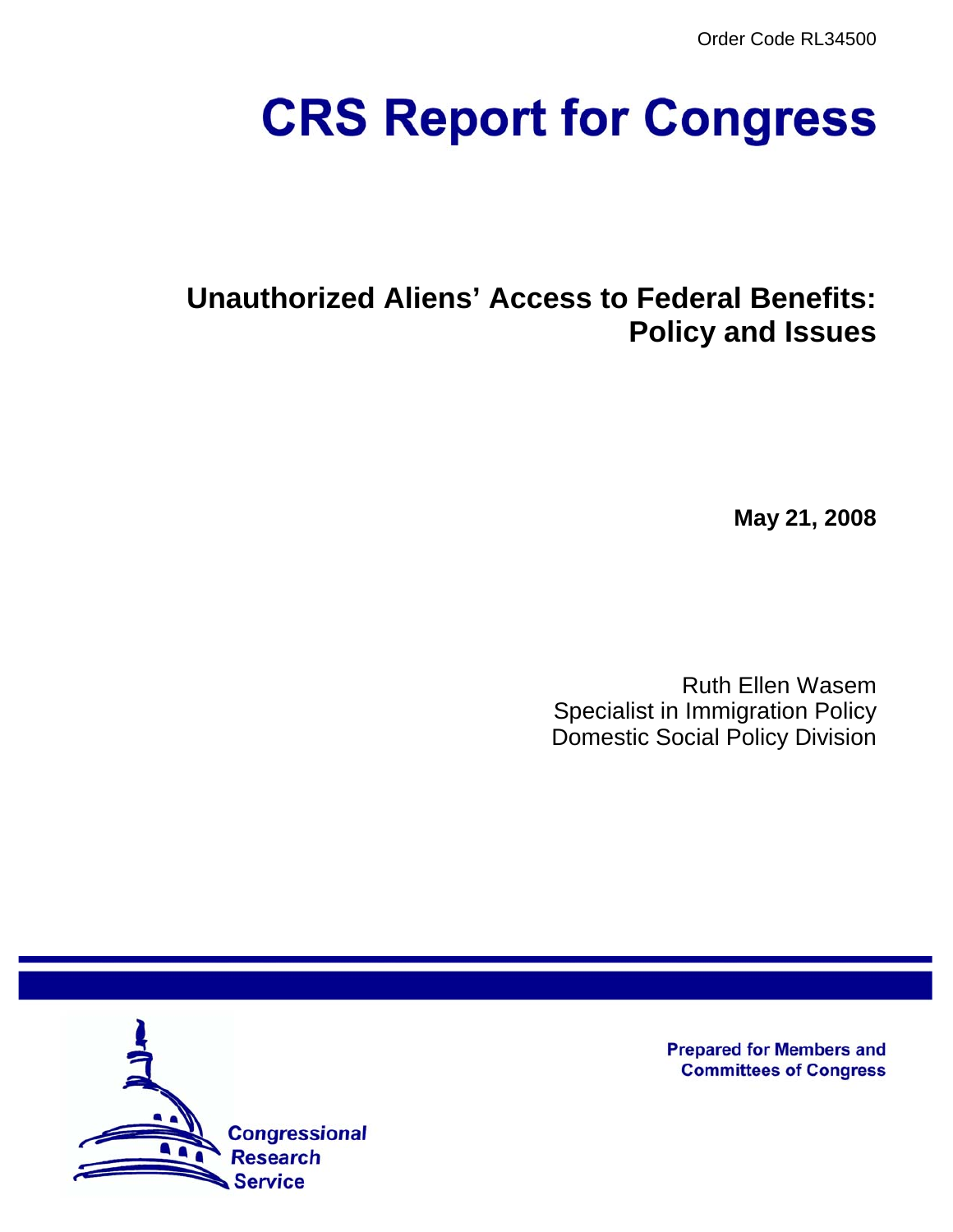Order Code RL34500

# CRS Report for Congress

## Unauthorized Aliens' Access to Federal Benefits: Policy and Issues

**May 21, 2008**

Ruth Ellen Wasem
Specialist in Immigration Policy
Domestic Social Policy Division

Prepared for Members and Committees of Congress

Congressional Research Service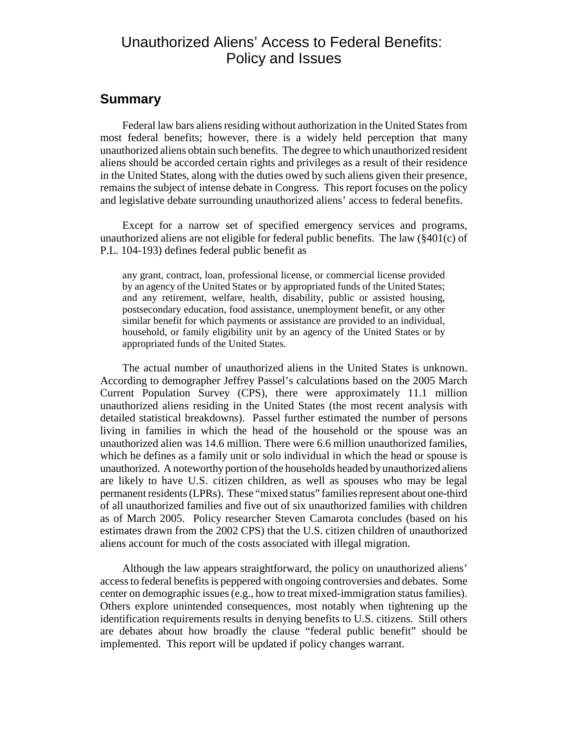# Unauthorized Aliens' Access to Federal Benefits: Policy and Issues

## Summary

Federal law bars aliens residing without authorization in the United States from most federal benefits; however, there is a widely held perception that many unauthorized aliens obtain such benefits. The degree to which unauthorized resident aliens should be accorded certain rights and privileges as a result of their residence in the United States, along with the duties owed by such aliens given their presence, remains the subject of intense debate in Congress. This report focuses on the policy and legislative debate surrounding unauthorized aliens' access to federal benefits.

Except for a narrow set of specified emergency services and programs, unauthorized aliens are not eligible for federal public benefits. The law (§401(c) of P.L. 104-193) defines federal public benefit as

> any grant, contract, loan, professional license, or commercial license provided by an agency of the United States or by appropriated funds of the United States; and any retirement, welfare, health, disability, public or assisted housing, postsecondary education, food assistance, unemployment benefit, or any other similar benefit for which payments or assistance are provided to an individual, household, or family eligibility unit by an agency of the United States or by appropriated funds of the United States.

The actual number of unauthorized aliens in the United States is unknown. According to demographer Jeffrey Passel's calculations based on the 2005 March Current Population Survey (CPS), there were approximately 11.1 million unauthorized aliens residing in the United States (the most recent analysis with detailed statistical breakdowns). Passel further estimated the number of persons living in families in which the head of the household or the spouse was an unauthorized alien was 14.6 million. There were 6.6 million unauthorized families, which he defines as a family unit or solo individual in which the head or spouse is unauthorized. A noteworthy portion of the households headed by unauthorized aliens are likely to have U.S. citizen children, as well as spouses who may be legal permanent residents (LPRs). These "mixed status" families represent about one-third of all unauthorized families and five out of six unauthorized families with children as of March 2005. Policy researcher Steven Camarota concludes (based on his estimates drawn from the 2002 CPS) that the U.S. citizen children of unauthorized aliens account for much of the costs associated with illegal migration.

Although the law appears straightforward, the policy on unauthorized aliens' access to federal benefits is peppered with ongoing controversies and debates. Some center on demographic issues (e.g., how to treat mixed-immigration status families). Others explore unintended consequences, most notably when tightening up the identification requirements results in denying benefits to U.S. citizens. Still others are debates about how broadly the clause "federal public benefit" should be implemented. This report will be updated if policy changes warrant.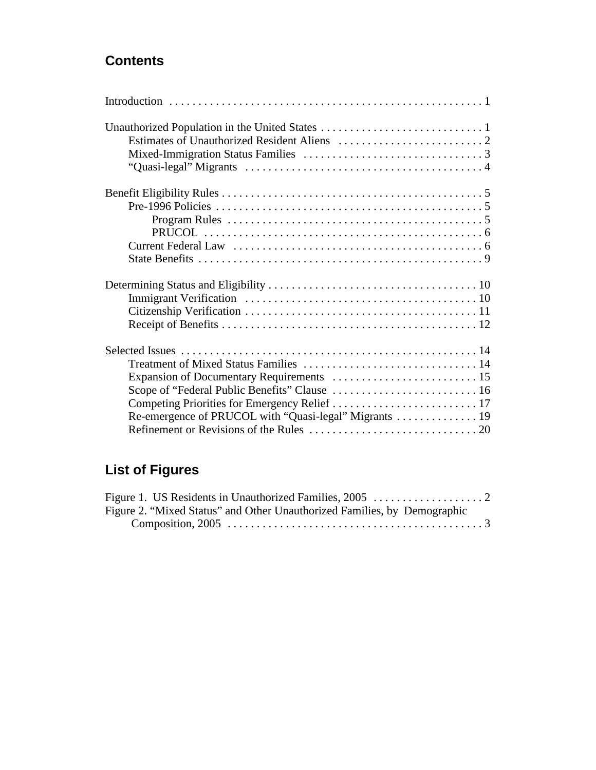## Contents

Introduction . . . . . . . . . . . . . . . . . . . . . . . . . . . . . . . . . . . . . . . . . . . . . . . . . . . . 1

Unauthorized Population in the United States . . . . . . . . . . . . . . . . . . . . . . . . . . . . 1
- Estimates of Unauthorized Resident Aliens . . . . . . . . . . . . . . . . . . . . . . . . . 2
- Mixed-Immigration Status Families . . . . . . . . . . . . . . . . . . . . . . . . . . . . . . . 3
- "Quasi-legal" Migrants . . . . . . . . . . . . . . . . . . . . . . . . . . . . . . . . . . . . . . . . . 4

Benefit Eligibility Rules . . . . . . . . . . . . . . . . . . . . . . . . . . . . . . . . . . . . . . . . . . . . . 5
- Pre-1996 Policies . . . . . . . . . . . . . . . . . . . . . . . . . . . . . . . . . . . . . . . . . . . . . . 5
  - Program Rules . . . . . . . . . . . . . . . . . . . . . . . . . . . . . . . . . . . . . . . . . . . . 5
  - PRUCOL . . . . . . . . . . . . . . . . . . . . . . . . . . . . . . . . . . . . . . . . . . . . . . . . 6
- Current Federal Law . . . . . . . . . . . . . . . . . . . . . . . . . . . . . . . . . . . . . . . . . . . 6
- State Benefits . . . . . . . . . . . . . . . . . . . . . . . . . . . . . . . . . . . . . . . . . . . . . . . . . 9

Determining Status and Eligibility . . . . . . . . . . . . . . . . . . . . . . . . . . . . . . . . . . . . 10
- Immigrant Verification . . . . . . . . . . . . . . . . . . . . . . . . . . . . . . . . . . . . . . . . 10
- Citizenship Verification . . . . . . . . . . . . . . . . . . . . . . . . . . . . . . . . . . . . . . . . 11
- Receipt of Benefits . . . . . . . . . . . . . . . . . . . . . . . . . . . . . . . . . . . . . . . . . . . . 12

Selected Issues . . . . . . . . . . . . . . . . . . . . . . . . . . . . . . . . . . . . . . . . . . . . . . . . . . . 14
- Treatment of Mixed Status Families . . . . . . . . . . . . . . . . . . . . . . . . . . . . . . 14
- Expansion of Documentary Requirements . . . . . . . . . . . . . . . . . . . . . . . . . 15
- Scope of "Federal Public Benefits" Clause . . . . . . . . . . . . . . . . . . . . . . . . . 16
- Competing Priorities for Emergency Relief . . . . . . . . . . . . . . . . . . . . . . . . . 17
- Re-emergence of PRUCOL with "Quasi-legal" Migrants . . . . . . . . . . . . . . 19
- Refinement or Revisions of the Rules . . . . . . . . . . . . . . . . . . . . . . . . . . . . . 20

## List of Figures

Figure 1. US Residents in Unauthorized Families, 2005 . . . . . . . . . . . . . . . . . . . 2

Figure 2. "Mixed Status" and Other Unauthorized Families, by Demographic Composition, 2005 . . . . . . . . . . . . . . . . . . . . . . . . . . . . . . . . . . . . . . . . . . . . 3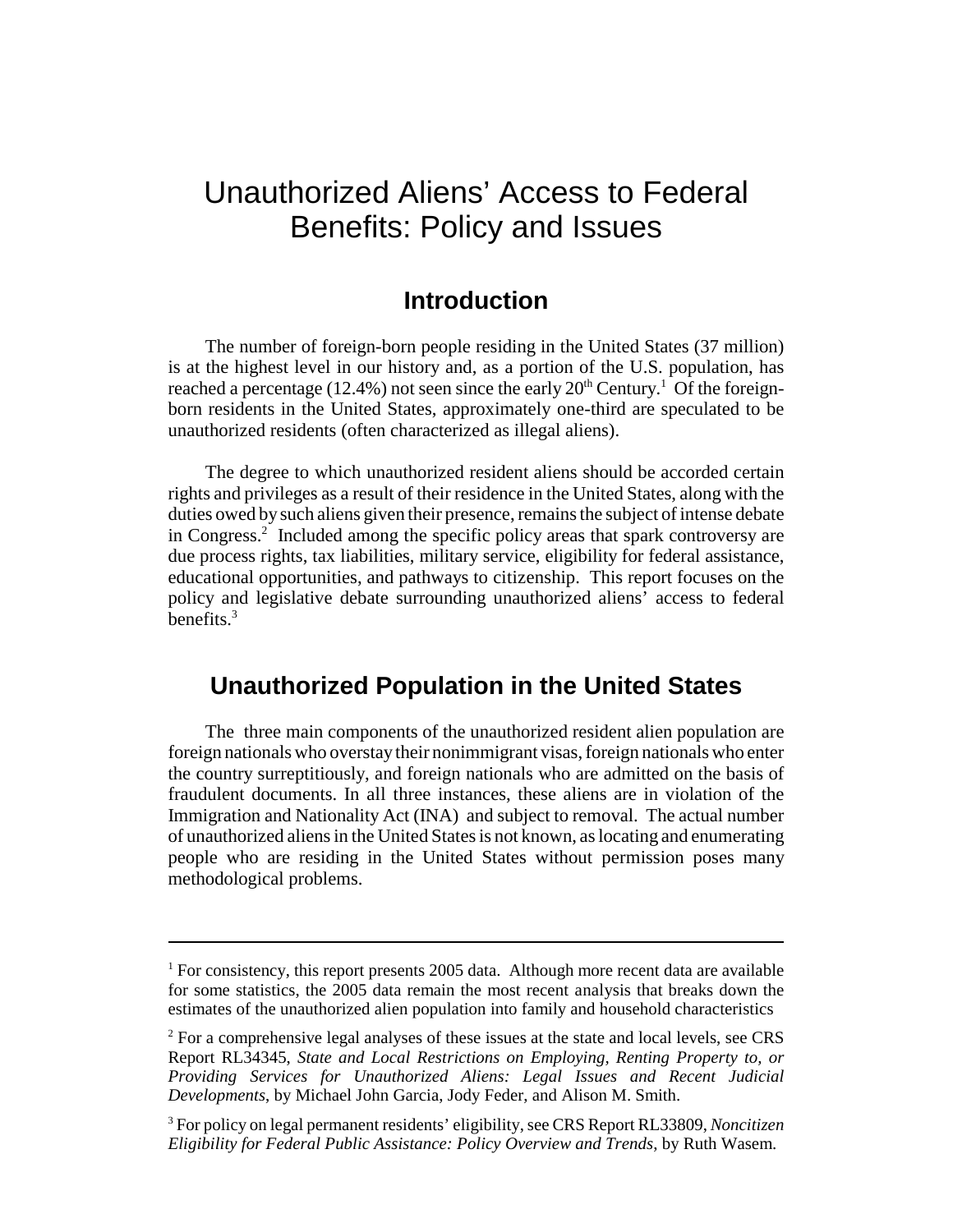# Unauthorized Aliens' Access to Federal Benefits: Policy and Issues

## Introduction

The number of foreign-born people residing in the United States (37 million) is at the highest level in our history and, as a portion of the U.S. population, has reached a percentage (12.4%) not seen since the early 20th Century.[1] Of the foreign-born residents in the United States, approximately one-third are speculated to be unauthorized residents (often characterized as illegal aliens).

The degree to which unauthorized resident aliens should be accorded certain rights and privileges as a result of their residence in the United States, along with the duties owed by such aliens given their presence, remains the subject of intense debate in Congress.[2] Included among the specific policy areas that spark controversy are due process rights, tax liabilities, military service, eligibility for federal assistance, educational opportunities, and pathways to citizenship. This report focuses on the policy and legislative debate surrounding unauthorized aliens' access to federal benefits.[3]

## Unauthorized Population in the United States

The three main components of the unauthorized resident alien population are foreign nationals who overstay their nonimmigrant visas, foreign nationals who enter the country surreptitiously, and foreign nationals who are admitted on the basis of fraudulent documents. In all three instances, these aliens are in violation of the Immigration and Nationality Act (INA) and subject to removal. The actual number of unauthorized aliens in the United States is not known, as locating and enumerating people who are residing in the United States without permission poses many methodological problems.

---

[1] For consistency, this report presents 2005 data. Although more recent data are available for some statistics, the 2005 data remain the most recent analysis that breaks down the estimates of the unauthorized alien population into family and household characteristics

[2] For a comprehensive legal analyses of these issues at the state and local levels, see CRS Report RL34345, *State and Local Restrictions on Employing, Renting Property to, or Providing Services for Unauthorized Aliens: Legal Issues and Recent Judicial Developments*, by Michael John Garcia, Jody Feder, and Alison M. Smith.

[3] For policy on legal permanent residents' eligibility, see CRS Report RL33809, *Noncitizen Eligibility for Federal Public Assistance: Policy Overview and Trends*, by Ruth Wasem.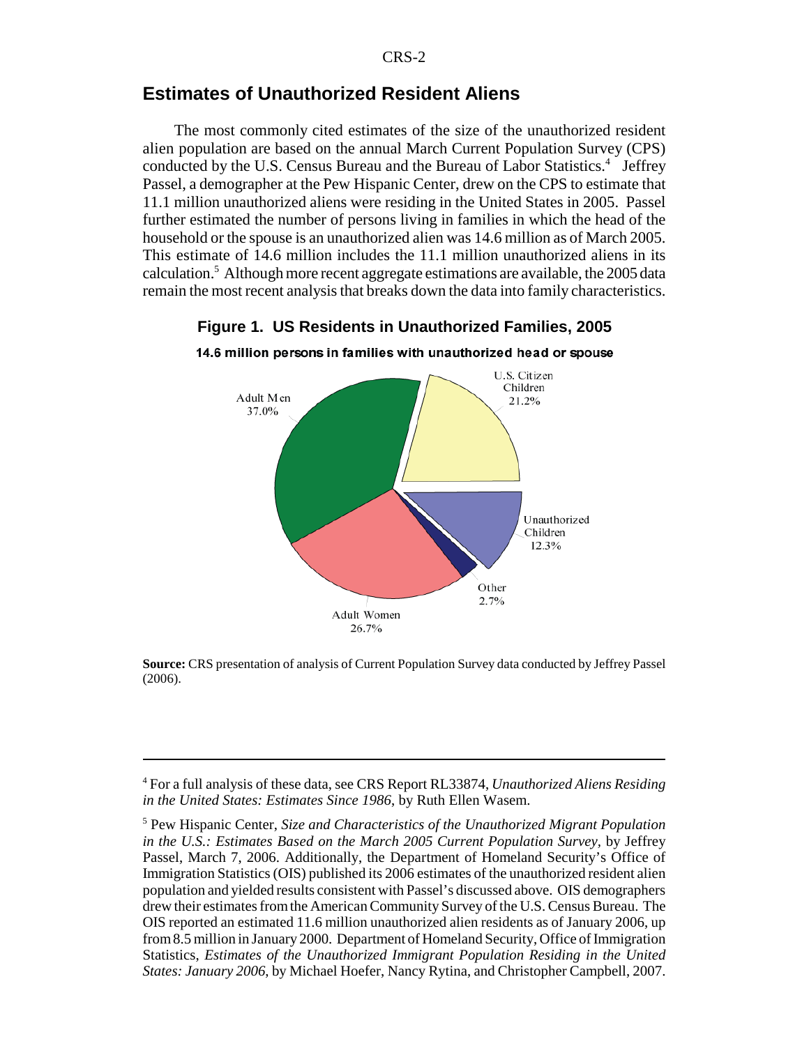## Estimates of Unauthorized Resident Aliens

The most commonly cited estimates of the size of the unauthorized resident alien population are based on the annual March Current Population Survey (CPS) conducted by the U.S. Census Bureau and the Bureau of Labor Statistics.[4] Jeffrey Passel, a demographer at the Pew Hispanic Center, drew on the CPS to estimate that 11.1 million unauthorized aliens were residing in the United States in 2005. Passel further estimated the number of persons living in families in which the head of the household or the spouse is an unauthorized alien was 14.6 million as of March 2005. This estimate of 14.6 million includes the 11.1 million unauthorized aliens in its calculation.[5] Although more recent aggregate estimations are available, the 2005 data remain the most recent analysis that breaks down the data into family characteristics.

**Figure 1. US Residents in Unauthorized Families, 2005**

**14.6 million persons in families with unauthorized head or spouse**

| Category | Share |
|---|---|
| Adult Men | 37.0% |
| U.S. Citizen Children | 21.2% |
| Unauthorized Children | 12.3% |
| Other | 2.7% |
| Adult Women | 26.7% |

**Source:** CRS presentation of analysis of Current Population Survey data conducted by Jeffrey Passel (2006).

---

[4] For a full analysis of these data, see CRS Report RL33874, *Unauthorized Aliens Residing in the United States: Estimates Since 1986*, by Ruth Ellen Wasem.

[5] Pew Hispanic Center, *Size and Characteristics of the Unauthorized Migrant Population in the U.S.: Estimates Based on the March 2005 Current Population Survey*, by Jeffrey Passel, March 7, 2006. Additionally, the Department of Homeland Security's Office of Immigration Statistics (OIS) published its 2006 estimates of the unauthorized resident alien population and yielded results consistent with Passel's discussed above. OIS demographers drew their estimates from the American Community Survey of the U.S. Census Bureau. The OIS reported an estimated 11.6 million unauthorized alien residents as of January 2006, up from 8.5 million in January 2000. Department of Homeland Security, Office of Immigration Statistics, *Estimates of the Unauthorized Immigrant Population Residing in the United States: January 2006*, by Michael Hoefer, Nancy Rytina, and Christopher Campbell, 2007.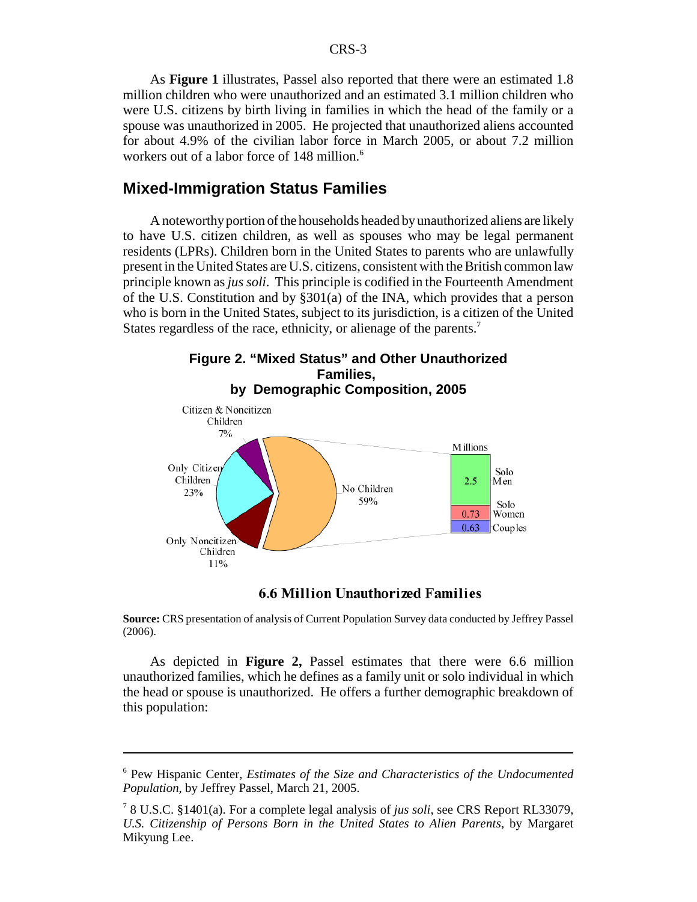As **Figure 1** illustrates, Passel also reported that there were an estimated 1.8 million children who were unauthorized and an estimated 3.1 million children who were U.S. citizens by birth living in families in which the head of the family or a spouse was unauthorized in 2005. He projected that unauthorized aliens accounted for about 4.9% of the civilian labor force in March 2005, or about 7.2 million workers out of a labor force of 148 million.[6]

## Mixed-Immigration Status Families

A noteworthy portion of the households headed by unauthorized aliens are likely to have U.S. citizen children, as well as spouses who may be legal permanent residents (LPRs). Children born in the United States to parents who are unlawfully present in the United States are U.S. citizens, consistent with the British common law principle known as *jus soli*. This principle is codified in the Fourteenth Amendment of the U.S. Constitution and by §301(a) of the INA, which provides that a person who is born in the United States, subject to its jurisdiction, is a citizen of the United States regardless of the race, ethnicity, or alienage of the parents.[7]

**Figure 2. "Mixed Status" and Other Unauthorized Families, by Demographic Composition, 2005**

Citizen & Noncitizen Children 7%

Only Citizen Children 23%

Only Noncitizen Children 11%

No Children 59%

Millions

| | |
|---|---|
| 2.5 | Solo Men |
| 0.73 | Solo Women |
| 0.63 | Couples |

**6.6 Million Unauthorized Families**

**Source:** CRS presentation of analysis of Current Population Survey data conducted by Jeffrey Passel (2006).

As depicted in **Figure 2,** Passel estimates that there were 6.6 million unauthorized families, which he defines as a family unit or solo individual in which the head or spouse is unauthorized. He offers a further demographic breakdown of this population:

---

[6] Pew Hispanic Center, *Estimates of the Size and Characteristics of the Undocumented Population*, by Jeffrey Passel, March 21, 2005.

[7] 8 U.S.C. §1401(a). For a complete legal analysis of *jus soli*, see CRS Report RL33079, *U.S. Citizenship of Persons Born in the United States to Alien Parents*, by Margaret Mikyung Lee.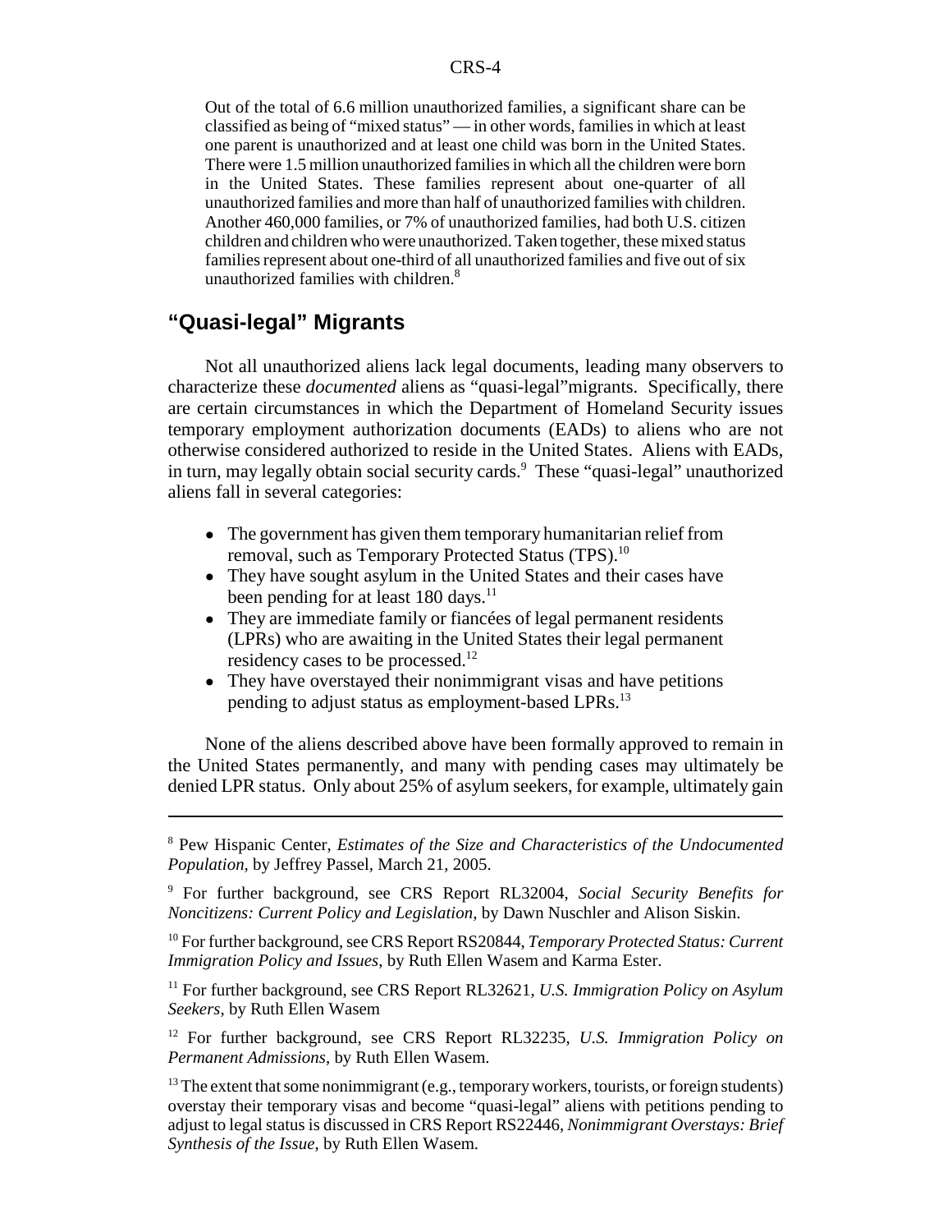Out of the total of 6.6 million unauthorized families, a significant share can be classified as being of "mixed status" — in other words, families in which at least one parent is unauthorized and at least one child was born in the United States. There were 1.5 million unauthorized families in which all the children were born in the United States. These families represent about one-quarter of all unauthorized families and more than half of unauthorized families with children. Another 460,000 families, or 7% of unauthorized families, had both U.S. citizen children and children who were unauthorized. Taken together, these mixed status families represent about one-third of all unauthorized families and five out of six unauthorized families with children.[8]

## "Quasi-legal" Migrants

Not all unauthorized aliens lack legal documents, leading many observers to characterize these *documented* aliens as "quasi-legal"migrants. Specifically, there are certain circumstances in which the Department of Homeland Security issues temporary employment authorization documents (EADs) to aliens who are not otherwise considered authorized to reside in the United States. Aliens with EADs, in turn, may legally obtain social security cards.[9] These "quasi-legal" unauthorized aliens fall in several categories:

- The government has given them temporary humanitarian relief from removal, such as Temporary Protected Status (TPS).[10]
- They have sought asylum in the United States and their cases have been pending for at least 180 days.[11]
- They are immediate family or fiancées of legal permanent residents (LPRs) who are awaiting in the United States their legal permanent residency cases to be processed.[12]
- They have overstayed their nonimmigrant visas and have petitions pending to adjust status as employment-based LPRs.[13]

None of the aliens described above have been formally approved to remain in the United States permanently, and many with pending cases may ultimately be denied LPR status. Only about 25% of asylum seekers, for example, ultimately gain

---

[8] Pew Hispanic Center, *Estimates of the Size and Characteristics of the Undocumented Population*, by Jeffrey Passel, March 21, 2005.

[9] For further background, see CRS Report RL32004, *Social Security Benefits for Noncitizens: Current Policy and Legislation*, by Dawn Nuschler and Alison Siskin.

[10] For further background, see CRS Report RS20844, *Temporary Protected Status: Current Immigration Policy and Issues*, by Ruth Ellen Wasem and Karma Ester.

[11] For further background, see CRS Report RL32621, *U.S. Immigration Policy on Asylum Seekers*, by Ruth Ellen Wasem

[12] For further background, see CRS Report RL32235, *U.S. Immigration Policy on Permanent Admissions*, by Ruth Ellen Wasem.

[13] The extent that some nonimmigrant (e.g., temporary workers, tourists, or foreign students) overstay their temporary visas and become "quasi-legal" aliens with petitions pending to adjust to legal status is discussed in CRS Report RS22446, *Nonimmigrant Overstays: Brief Synthesis of the Issue*, by Ruth Ellen Wasem.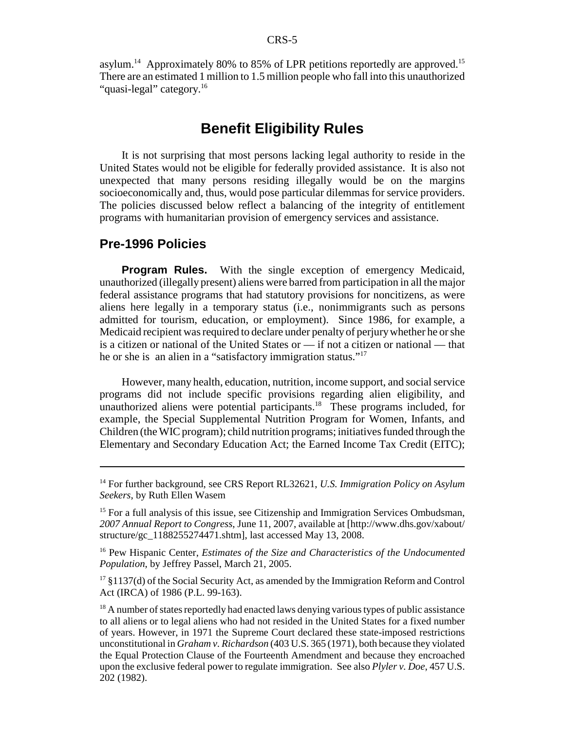asylum.[14] Approximately 80% to 85% of LPR petitions reportedly are approved.[15] There are an estimated 1 million to 1.5 million people who fall into this unauthorized "quasi-legal" category.[16]

## Benefit Eligibility Rules

It is not surprising that most persons lacking legal authority to reside in the United States would not be eligible for federally provided assistance. It is also not unexpected that many persons residing illegally would be on the margins socioeconomically and, thus, would pose particular dilemmas for service providers. The policies discussed below reflect a balancing of the integrity of entitlement programs with humanitarian provision of emergency services and assistance.

### Pre-1996 Policies

**Program Rules.** With the single exception of emergency Medicaid, unauthorized (illegally present) aliens were barred from participation in all the major federal assistance programs that had statutory provisions for noncitizens, as were aliens here legally in a temporary status (i.e., nonimmigrants such as persons admitted for tourism, education, or employment). Since 1986, for example, a Medicaid recipient was required to declare under penalty of perjury whether he or she is a citizen or national of the United States or — if not a citizen or national — that he or she is an alien in a "satisfactory immigration status."[17]

However, many health, education, nutrition, income support, and social service programs did not include specific provisions regarding alien eligibility, and unauthorized aliens were potential participants.[18] These programs included, for example, the Special Supplemental Nutrition Program for Women, Infants, and Children (the WIC program); child nutrition programs; initiatives funded through the Elementary and Secondary Education Act; the Earned Income Tax Credit (EITC);

---

[14] For further background, see CRS Report RL32621, *U.S. Immigration Policy on Asylum Seekers*, by Ruth Ellen Wasem

[15] For a full analysis of this issue, see Citizenship and Immigration Services Ombudsman, *2007 Annual Report to Congress*, June 11, 2007, available at [http://www.dhs.gov/xabout/structure/gc_1188255274471.shtm], last accessed May 13, 2008.

[16] Pew Hispanic Center, *Estimates of the Size and Characteristics of the Undocumented Population*, by Jeffrey Passel, March 21, 2005.

[17] §1137(d) of the Social Security Act, as amended by the Immigration Reform and Control Act (IRCA) of 1986 (P.L. 99-163).

[18] A number of states reportedly had enacted laws denying various types of public assistance to all aliens or to legal aliens who had not resided in the United States for a fixed number of years. However, in 1971 the Supreme Court declared these state-imposed restrictions unconstitutional in *Graham v. Richardson* (403 U.S. 365 (1971), both because they violated the Equal Protection Clause of the Fourteenth Amendment and because they encroached upon the exclusive federal power to regulate immigration. See also *Plyler v. Doe*, 457 U.S. 202 (1982).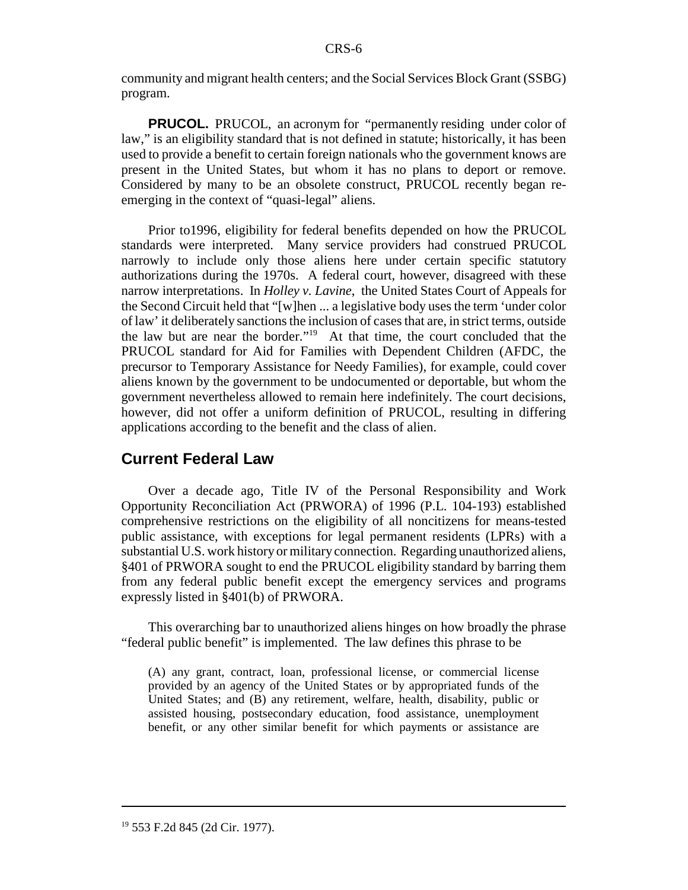community and migrant health centers; and the Social Services Block Grant (SSBG) program.

**PRUCOL.** PRUCOL, an acronym for "permanently residing under color of law," is an eligibility standard that is not defined in statute; historically, it has been used to provide a benefit to certain foreign nationals who the government knows are present in the United States, but whom it has no plans to deport or remove. Considered by many to be an obsolete construct, PRUCOL recently began re-emerging in the context of "quasi-legal" aliens.

Prior to1996, eligibility for federal benefits depended on how the PRUCOL standards were interpreted. Many service providers had construed PRUCOL narrowly to include only those aliens here under certain specific statutory authorizations during the 1970s. A federal court, however, disagreed with these narrow interpretations. In *Holley v. Lavine*, the United States Court of Appeals for the Second Circuit held that "[w]hen ... a legislative body uses the term 'under color of law' it deliberately sanctions the inclusion of cases that are, in strict terms, outside the law but are near the border."[19] At that time, the court concluded that the PRUCOL standard for Aid for Families with Dependent Children (AFDC, the precursor to Temporary Assistance for Needy Families), for example, could cover aliens known by the government to be undocumented or deportable, but whom the government nevertheless allowed to remain here indefinitely. The court decisions, however, did not offer a uniform definition of PRUCOL, resulting in differing applications according to the benefit and the class of alien.

## Current Federal Law

Over a decade ago, Title IV of the Personal Responsibility and Work Opportunity Reconciliation Act (PRWORA) of 1996 (P.L. 104-193) established comprehensive restrictions on the eligibility of all noncitizens for means-tested public assistance, with exceptions for legal permanent residents (LPRs) with a substantial U.S. work history or military connection. Regarding unauthorized aliens, §401 of PRWORA sought to end the PRUCOL eligibility standard by barring them from any federal public benefit except the emergency services and programs expressly listed in §401(b) of PRWORA.

This overarching bar to unauthorized aliens hinges on how broadly the phrase "federal public benefit" is implemented. The law defines this phrase to be

> (A) any grant, contract, loan, professional license, or commercial license provided by an agency of the United States or by appropriated funds of the United States; and (B) any retirement, welfare, health, disability, public or assisted housing, postsecondary education, food assistance, unemployment benefit, or any other similar benefit for which payments or assistance are

[19] 553 F.2d 845 (2d Cir. 1977).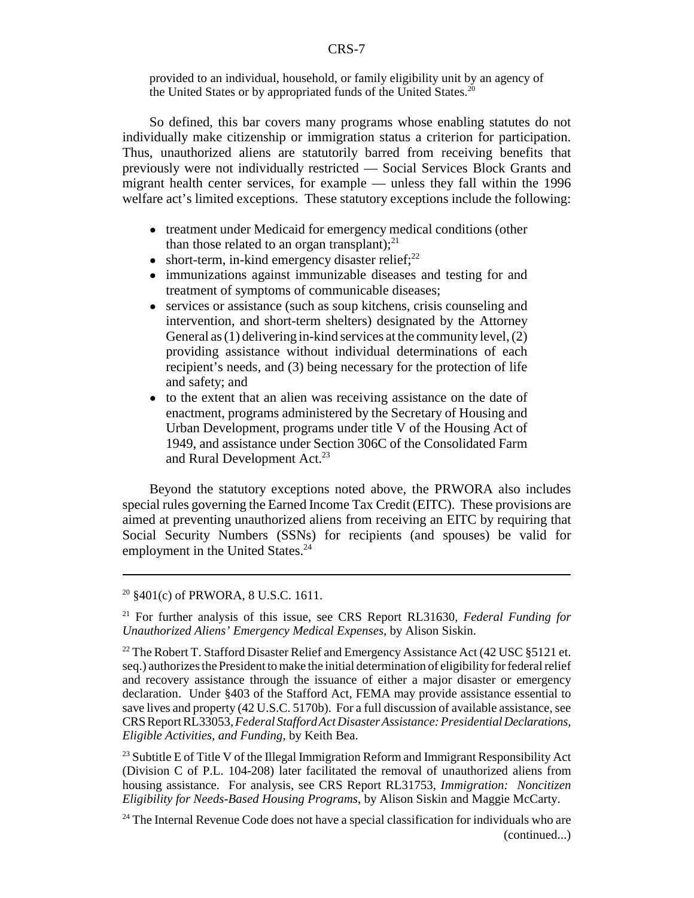provided to an individual, household, or family eligibility unit by an agency of the United States or by appropriated funds of the United States.[20]

So defined, this bar covers many programs whose enabling statutes do not individually make citizenship or immigration status a criterion for participation. Thus, unauthorized aliens are statutorily barred from receiving benefits that previously were not individually restricted — Social Services Block Grants and migrant health center services, for example — unless they fall within the 1996 welfare act's limited exceptions. These statutory exceptions include the following:

- treatment under Medicaid for emergency medical conditions (other than those related to an organ transplant);[21]
- short-term, in-kind emergency disaster relief;[22]
- immunizations against immunizable diseases and testing for and treatment of symptoms of communicable diseases;
- services or assistance (such as soup kitchens, crisis counseling and intervention, and short-term shelters) designated by the Attorney General as (1) delivering in-kind services at the community level, (2) providing assistance without individual determinations of each recipient's needs, and (3) being necessary for the protection of life and safety; and
- to the extent that an alien was receiving assistance on the date of enactment, programs administered by the Secretary of Housing and Urban Development, programs under title V of the Housing Act of 1949, and assistance under Section 306C of the Consolidated Farm and Rural Development Act.[23]

Beyond the statutory exceptions noted above, the PRWORA also includes special rules governing the Earned Income Tax Credit (EITC). These provisions are aimed at preventing unauthorized aliens from receiving an EITC by requiring that Social Security Numbers (SSNs) for recipients (and spouses) be valid for employment in the United States.[24]

---

[20] §401(c) of PRWORA, 8 U.S.C. 1611.

[21] For further analysis of this issue, see CRS Report RL31630, *Federal Funding for Unauthorized Aliens' Emergency Medical Expenses*, by Alison Siskin.

[22] The Robert T. Stafford Disaster Relief and Emergency Assistance Act (42 USC §5121 et. seq.) authorizes the President to make the initial determination of eligibility for federal relief and recovery assistance through the issuance of either a major disaster or emergency declaration. Under §403 of the Stafford Act, FEMA may provide assistance essential to save lives and property (42 U.S.C. 5170b). For a full discussion of available assistance, see CRS Report RL33053, *Federal Stafford Act Disaster Assistance: Presidential Declarations, Eligible Activities, and Funding*, by Keith Bea.

[23] Subtitle E of Title V of the Illegal Immigration Reform and Immigrant Responsibility Act (Division C of P.L. 104-208) later facilitated the removal of unauthorized aliens from housing assistance. For analysis, see CRS Report RL31753, *Immigration: Noncitizen Eligibility for Needs-Based Housing Programs*, by Alison Siskin and Maggie McCarty.

[24] The Internal Revenue Code does not have a special classification for individuals who are (continued...)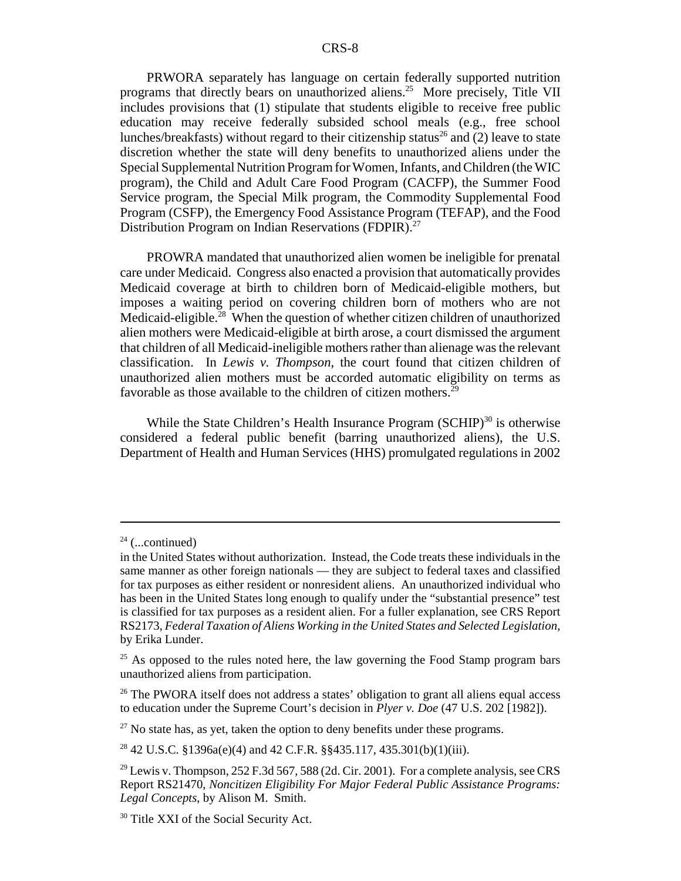PRWORA separately has language on certain federally supported nutrition programs that directly bears on unauthorized aliens.[25] More precisely, Title VII includes provisions that (1) stipulate that students eligible to receive free public education may receive federally subsided school meals (e.g., free school lunches/breakfasts) without regard to their citizenship status[26] and (2) leave to state discretion whether the state will deny benefits to unauthorized aliens under the Special Supplemental Nutrition Program for Women, Infants, and Children (the WIC program), the Child and Adult Care Food Program (CACFP), the Summer Food Service program, the Special Milk program, the Commodity Supplemental Food Program (CSFP), the Emergency Food Assistance Program (TEFAP), and the Food Distribution Program on Indian Reservations (FDPIR).[27]

PROWRA mandated that unauthorized alien women be ineligible for prenatal care under Medicaid. Congress also enacted a provision that automatically provides Medicaid coverage at birth to children born of Medicaid-eligible mothers, but imposes a waiting period on covering children born of mothers who are not Medicaid-eligible.[28] When the question of whether citizen children of unauthorized alien mothers were Medicaid-eligible at birth arose, a court dismissed the argument that children of all Medicaid-ineligible mothers rather than alienage was the relevant classification. In *Lewis v. Thompson*, the court found that citizen children of unauthorized alien mothers must be accorded automatic eligibility on terms as favorable as those available to the children of citizen mothers.[29]

While the State Children's Health Insurance Program (SCHIP)[30] is otherwise considered a federal public benefit (barring unauthorized aliens), the U.S. Department of Health and Human Services (HHS) promulgated regulations in 2002

---

[24] (...continued)

in the United States without authorization. Instead, the Code treats these individuals in the same manner as other foreign nationals — they are subject to federal taxes and classified for tax purposes as either resident or nonresident aliens. An unauthorized individual who has been in the United States long enough to qualify under the "substantial presence" test is classified for tax purposes as a resident alien. For a fuller explanation, see CRS Report RS2173, *Federal Taxation of Aliens Working in the United States and Selected Legislation*, by Erika Lunder.

[25] As opposed to the rules noted here, the law governing the Food Stamp program bars unauthorized aliens from participation.

[26] The PWORA itself does not address a states' obligation to grant all aliens equal access to education under the Supreme Court's decision in *Plyer v. Doe* (47 U.S. 202 [1982]).

[27] No state has, as yet, taken the option to deny benefits under these programs.

[28] 42 U.S.C. §1396a(e)(4) and 42 C.F.R. §§435.117, 435.301(b)(1)(iii).

[29] Lewis v. Thompson, 252 F.3d 567, 588 (2d. Cir. 2001). For a complete analysis, see CRS Report RS21470, *Noncitizen Eligibility For Major Federal Public Assistance Programs: Legal Concepts*, by Alison M. Smith.

[30] Title XXI of the Social Security Act.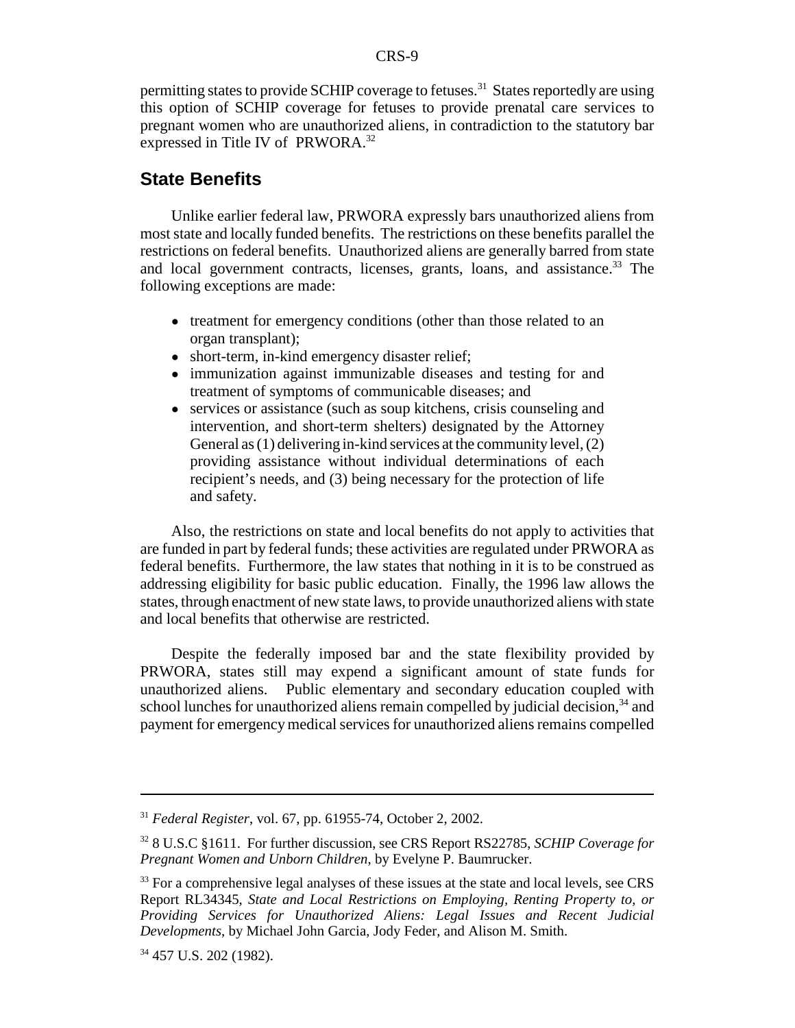permitting states to provide SCHIP coverage to fetuses.[31] States reportedly are using this option of SCHIP coverage for fetuses to provide prenatal care services to pregnant women who are unauthorized aliens, in contradiction to the statutory bar expressed in Title IV of PRWORA.[32]

## State Benefits

Unlike earlier federal law, PRWORA expressly bars unauthorized aliens from most state and locally funded benefits. The restrictions on these benefits parallel the restrictions on federal benefits. Unauthorized aliens are generally barred from state and local government contracts, licenses, grants, loans, and assistance.[33] The following exceptions are made:

- treatment for emergency conditions (other than those related to an organ transplant);
- short-term, in-kind emergency disaster relief;
- immunization against immunizable diseases and testing for and treatment of symptoms of communicable diseases; and
- services or assistance (such as soup kitchens, crisis counseling and intervention, and short-term shelters) designated by the Attorney General as (1) delivering in-kind services at the community level, (2) providing assistance without individual determinations of each recipient's needs, and (3) being necessary for the protection of life and safety.

Also, the restrictions on state and local benefits do not apply to activities that are funded in part by federal funds; these activities are regulated under PRWORA as federal benefits. Furthermore, the law states that nothing in it is to be construed as addressing eligibility for basic public education. Finally, the 1996 law allows the states, through enactment of new state laws, to provide unauthorized aliens with state and local benefits that otherwise are restricted.

Despite the federally imposed bar and the state flexibility provided by PRWORA, states still may expend a significant amount of state funds for unauthorized aliens. Public elementary and secondary education coupled with school lunches for unauthorized aliens remain compelled by judicial decision,[34] and payment for emergency medical services for unauthorized aliens remains compelled

---

[31] *Federal Register*, vol. 67, pp. 61955-74, October 2, 2002.

[32] 8 U.S.C §1611. For further discussion, see CRS Report RS22785, *SCHIP Coverage for Pregnant Women and Unborn Children*, by Evelyne P. Baumrucker.

[33] For a comprehensive legal analyses of these issues at the state and local levels, see CRS Report RL34345, *State and Local Restrictions on Employing, Renting Property to, or Providing Services for Unauthorized Aliens: Legal Issues and Recent Judicial Developments*, by Michael John Garcia, Jody Feder, and Alison M. Smith.

[34] 457 U.S. 202 (1982).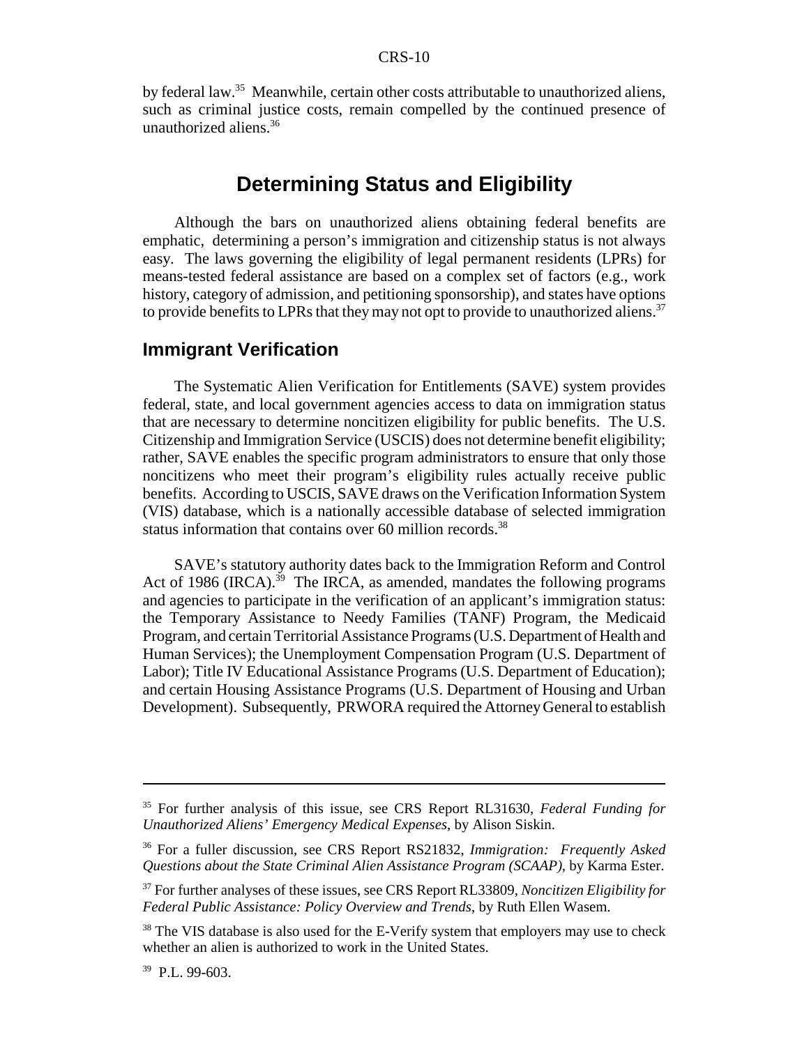by federal law.[35] Meanwhile, certain other costs attributable to unauthorized aliens, such as criminal justice costs, remain compelled by the continued presence of unauthorized aliens.[36]

## Determining Status and Eligibility

Although the bars on unauthorized aliens obtaining federal benefits are emphatic, determining a person's immigration and citizenship status is not always easy. The laws governing the eligibility of legal permanent residents (LPRs) for means-tested federal assistance are based on a complex set of factors (e.g., work history, category of admission, and petitioning sponsorship), and states have options to provide benefits to LPRs that they may not opt to provide to unauthorized aliens.[37]

### Immigrant Verification

The Systematic Alien Verification for Entitlements (SAVE) system provides federal, state, and local government agencies access to data on immigration status that are necessary to determine noncitizen eligibility for public benefits. The U.S. Citizenship and Immigration Service (USCIS) does not determine benefit eligibility; rather, SAVE enables the specific program administrators to ensure that only those noncitizens who meet their program's eligibility rules actually receive public benefits. According to USCIS, SAVE draws on the Verification Information System (VIS) database, which is a nationally accessible database of selected immigration status information that contains over 60 million records.[38]

SAVE's statutory authority dates back to the Immigration Reform and Control Act of 1986 (IRCA).[39] The IRCA, as amended, mandates the following programs and agencies to participate in the verification of an applicant's immigration status: the Temporary Assistance to Needy Families (TANF) Program, the Medicaid Program, and certain Territorial Assistance Programs (U.S. Department of Health and Human Services); the Unemployment Compensation Program (U.S. Department of Labor); Title IV Educational Assistance Programs (U.S. Department of Education); and certain Housing Assistance Programs (U.S. Department of Housing and Urban Development). Subsequently, PRWORA required the Attorney General to establish

---

[35] For further analysis of this issue, see CRS Report RL31630, *Federal Funding for Unauthorized Aliens' Emergency Medical Expenses*, by Alison Siskin.

[36] For a fuller discussion, see CRS Report RS21832, *Immigration: Frequently Asked Questions about the State Criminal Alien Assistance Program (SCAAP)*, by Karma Ester.

[37] For further analyses of these issues, see CRS Report RL33809, *Noncitizen Eligibility for Federal Public Assistance: Policy Overview and Trends*, by Ruth Ellen Wasem.

[38] The VIS database is also used for the E-Verify system that employers may use to check whether an alien is authorized to work in the United States.

[39] P.L. 99-603.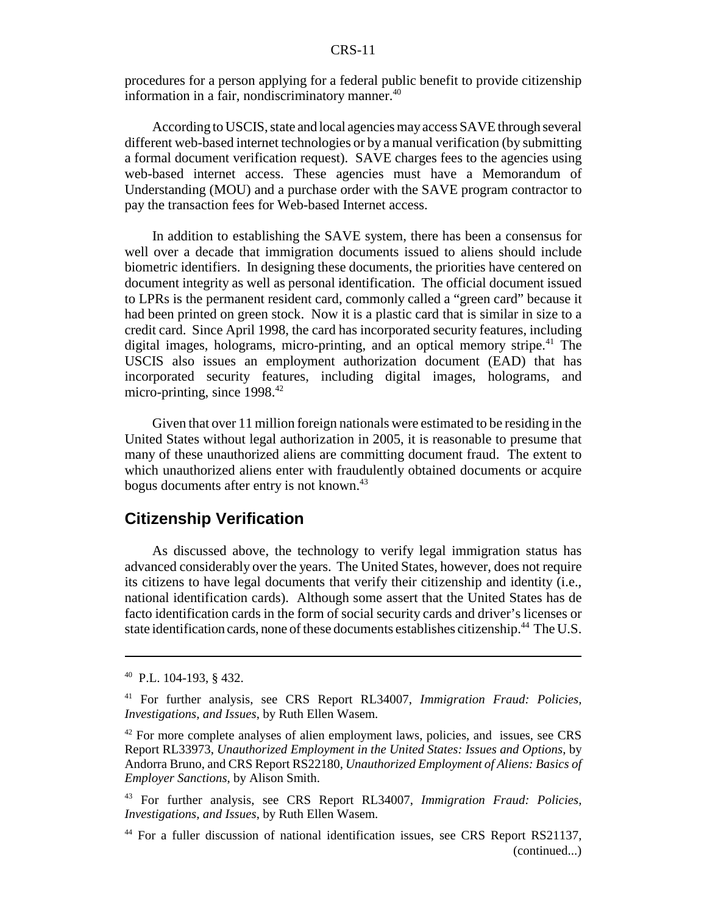procedures for a person applying for a federal public benefit to provide citizenship information in a fair, nondiscriminatory manner.[40]

According to USCIS, state and local agencies may access SAVE through several different web-based internet technologies or by a manual verification (by submitting a formal document verification request). SAVE charges fees to the agencies using web-based internet access. These agencies must have a Memorandum of Understanding (MOU) and a purchase order with the SAVE program contractor to pay the transaction fees for Web-based Internet access.

In addition to establishing the SAVE system, there has been a consensus for well over a decade that immigration documents issued to aliens should include biometric identifiers. In designing these documents, the priorities have centered on document integrity as well as personal identification. The official document issued to LPRs is the permanent resident card, commonly called a "green card" because it had been printed on green stock. Now it is a plastic card that is similar in size to a credit card. Since April 1998, the card has incorporated security features, including digital images, holograms, micro-printing, and an optical memory stripe.[41] The USCIS also issues an employment authorization document (EAD) that has incorporated security features, including digital images, holograms, and micro-printing, since 1998.[42]

Given that over 11 million foreign nationals were estimated to be residing in the United States without legal authorization in 2005, it is reasonable to presume that many of these unauthorized aliens are committing document fraud. The extent to which unauthorized aliens enter with fraudulently obtained documents or acquire bogus documents after entry is not known.[43]

## Citizenship Verification

As discussed above, the technology to verify legal immigration status has advanced considerably over the years. The United States, however, does not require its citizens to have legal documents that verify their citizenship and identity (i.e., national identification cards). Although some assert that the United States has de facto identification cards in the form of social security cards and driver's licenses or state identification cards, none of these documents establishes citizenship.[44] The U.S.

---

[40] P.L. 104-193, § 432.

[41] For further analysis, see CRS Report RL34007, *Immigration Fraud: Policies, Investigations, and Issues*, by Ruth Ellen Wasem.

[42] For more complete analyses of alien employment laws, policies, and issues, see CRS Report RL33973, *Unauthorized Employment in the United States: Issues and Options*, by Andorra Bruno, and CRS Report RS22180, *Unauthorized Employment of Aliens: Basics of Employer Sanctions*, by Alison Smith.

[43] For further analysis, see CRS Report RL34007, *Immigration Fraud: Policies, Investigations, and Issues*, by Ruth Ellen Wasem.

[44] For a fuller discussion of national identification issues, see CRS Report RS21137, (continued...)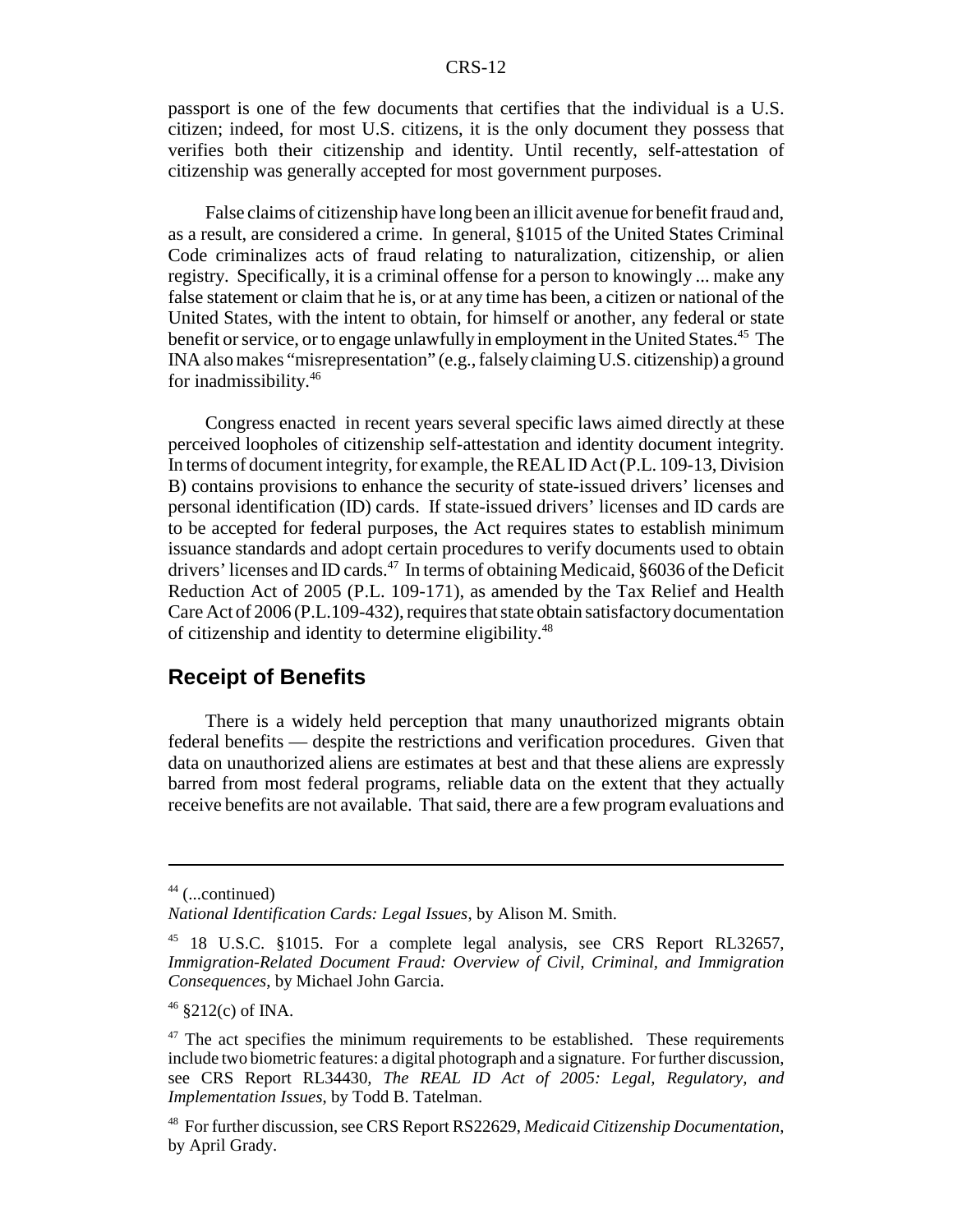passport is one of the few documents that certifies that the individual is a U.S. citizen; indeed, for most U.S. citizens, it is the only document they possess that verifies both their citizenship and identity. Until recently, self-attestation of citizenship was generally accepted for most government purposes.

False claims of citizenship have long been an illicit avenue for benefit fraud and, as a result, are considered a crime. In general, §1015 of the United States Criminal Code criminalizes acts of fraud relating to naturalization, citizenship, or alien registry. Specifically, it is a criminal offense for a person to knowingly ... make any false statement or claim that he is, or at any time has been, a citizen or national of the United States, with the intent to obtain, for himself or another, any federal or state benefit or service, or to engage unlawfully in employment in the United States.[45] The INA also makes "misrepresentation" (e.g., falsely claiming U.S. citizenship) a ground for inadmissibility.[46]

Congress enacted in recent years several specific laws aimed directly at these perceived loopholes of citizenship self-attestation and identity document integrity. In terms of document integrity, for example, the REAL ID Act (P.L. 109-13, Division B) contains provisions to enhance the security of state-issued drivers' licenses and personal identification (ID) cards. If state-issued drivers' licenses and ID cards are to be accepted for federal purposes, the Act requires states to establish minimum issuance standards and adopt certain procedures to verify documents used to obtain drivers' licenses and ID cards.[47] In terms of obtaining Medicaid, §6036 of the Deficit Reduction Act of 2005 (P.L. 109-171), as amended by the Tax Relief and Health Care Act of 2006 (P.L.109-432), requires that state obtain satisfactory documentation of citizenship and identity to determine eligibility.[48]

## Receipt of Benefits

There is a widely held perception that many unauthorized migrants obtain federal benefits — despite the restrictions and verification procedures. Given that data on unauthorized aliens are estimates at best and that these aliens are expressly barred from most federal programs, reliable data on the extent that they actually receive benefits are not available. That said, there are a few program evaluations and

---

[44] (...continued)
*National Identification Cards: Legal Issues*, by Alison M. Smith.

[45] 18 U.S.C. §1015. For a complete legal analysis, see CRS Report RL32657, *Immigration-Related Document Fraud: Overview of Civil, Criminal, and Immigration Consequences*, by Michael John Garcia.

[46] §212(c) of INA.

[47] The act specifies the minimum requirements to be established. These requirements include two biometric features: a digital photograph and a signature. For further discussion, see CRS Report RL34430, *The REAL ID Act of 2005: Legal, Regulatory, and Implementation Issues*, by Todd B. Tatelman.

[48] For further discussion, see CRS Report RS22629, *Medicaid Citizenship Documentation*, by April Grady.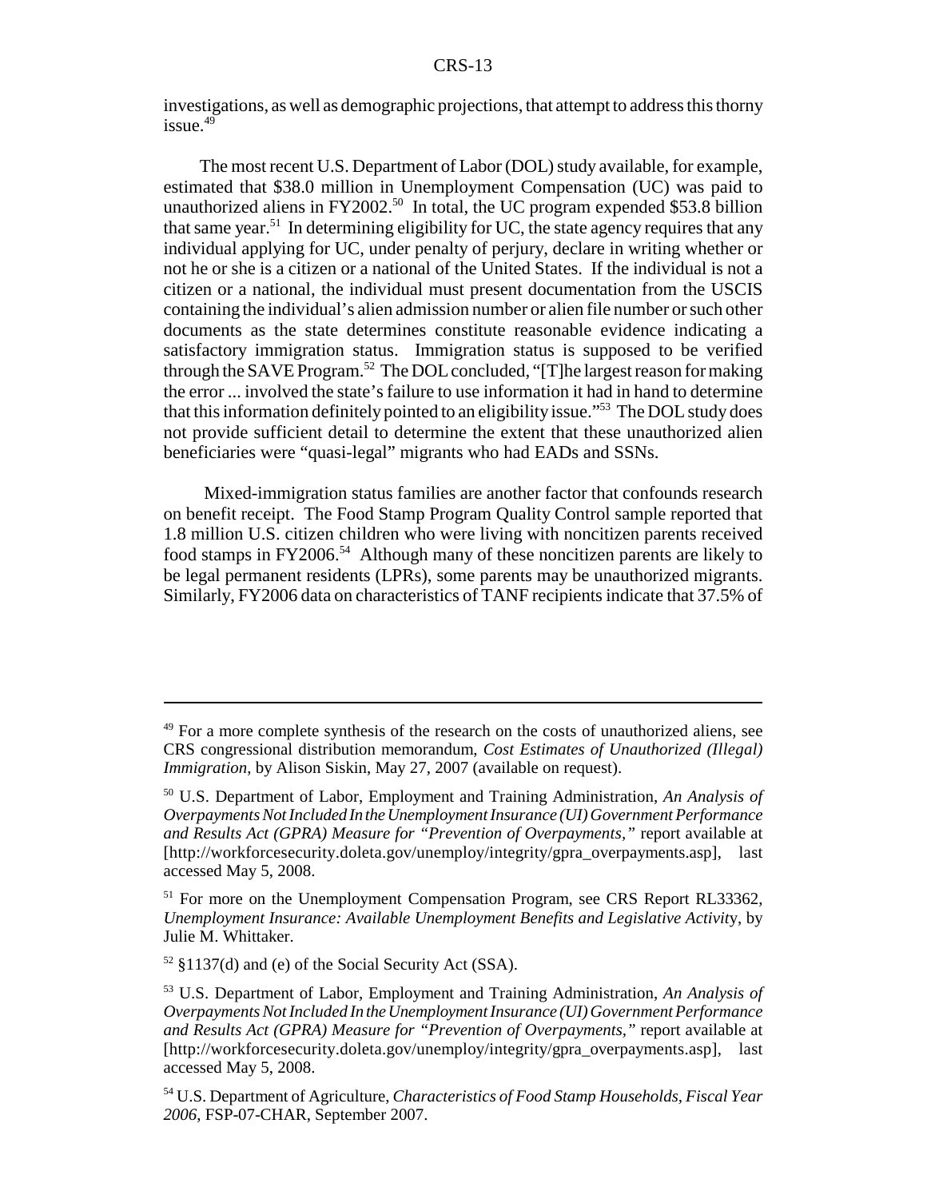investigations, as well as demographic projections, that attempt to address this thorny issue.[49]

The most recent U.S. Department of Labor (DOL) study available, for example, estimated that $38.0 million in Unemployment Compensation (UC) was paid to unauthorized aliens in FY2002.[50] In total, the UC program expended $53.8 billion that same year.[51] In determining eligibility for UC, the state agency requires that any individual applying for UC, under penalty of perjury, declare in writing whether or not he or she is a citizen or a national of the United States. If the individual is not a citizen or a national, the individual must present documentation from the USCIS containing the individual's alien admission number or alien file number or such other documents as the state determines constitute reasonable evidence indicating a satisfactory immigration status. Immigration status is supposed to be verified through the SAVE Program.[52] The DOL concluded, "[T]he largest reason for making the error ... involved the state's failure to use information it had in hand to determine that this information definitely pointed to an eligibility issue."[53] The DOL study does not provide sufficient detail to determine the extent that these unauthorized alien beneficiaries were "quasi-legal" migrants who had EADs and SSNs.

Mixed-immigration status families are another factor that confounds research on benefit receipt. The Food Stamp Program Quality Control sample reported that 1.8 million U.S. citizen children who were living with noncitizen parents received food stamps in FY2006.[54] Although many of these noncitizen parents are likely to be legal permanent residents (LPRs), some parents may be unauthorized migrants. Similarly, FY2006 data on characteristics of TANF recipients indicate that 37.5% of

---

[49] For a more complete synthesis of the research on the costs of unauthorized aliens, see CRS congressional distribution memorandum, *Cost Estimates of Unauthorized (Illegal) Immigration*, by Alison Siskin, May 27, 2007 (available on request).

[50] U.S. Department of Labor, Employment and Training Administration, *An Analysis of Overpayments Not Included In the Unemployment Insurance (UI) Government Performance and Results Act (GPRA) Measure for "Prevention of Overpayments,"* report available at [http://workforcesecurity.doleta.gov/unemploy/integrity/gpra_overpayments.asp], last accessed May 5, 2008.

[51] For more on the Unemployment Compensation Program, see CRS Report RL33362, *Unemployment Insurance: Available Unemployment Benefits and Legislative Activity*, by Julie M. Whittaker.

[52] §1137(d) and (e) of the Social Security Act (SSA).

[53] U.S. Department of Labor, Employment and Training Administration, *An Analysis of Overpayments Not Included In the Unemployment Insurance (UI) Government Performance and Results Act (GPRA) Measure for "Prevention of Overpayments,"* report available at [http://workforcesecurity.doleta.gov/unemploy/integrity/gpra_overpayments.asp], last accessed May 5, 2008.

[54] U.S. Department of Agriculture, *Characteristics of Food Stamp Households, Fiscal Year 2006*, FSP-07-CHAR, September 2007.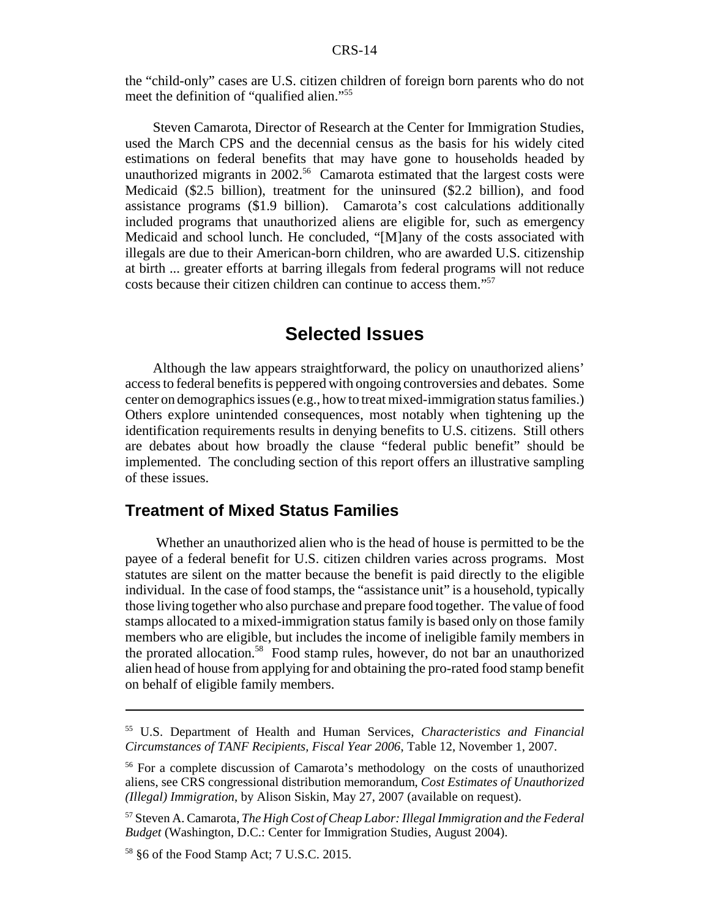the "child-only" cases are U.S. citizen children of foreign born parents who do not meet the definition of "qualified alien."[55]

Steven Camarota, Director of Research at the Center for Immigration Studies, used the March CPS and the decennial census as the basis for his widely cited estimations on federal benefits that may have gone to households headed by unauthorized migrants in 2002.[56] Camarota estimated that the largest costs were Medicaid ($2.5 billion), treatment for the uninsured ($2.2 billion), and food assistance programs ($1.9 billion). Camarota's cost calculations additionally included programs that unauthorized aliens are eligible for, such as emergency Medicaid and school lunch. He concluded, "[M]any of the costs associated with illegals are due to their American-born children, who are awarded U.S. citizenship at birth ... greater efforts at barring illegals from federal programs will not reduce costs because their citizen children can continue to access them."[57]

## Selected Issues

Although the law appears straightforward, the policy on unauthorized aliens' access to federal benefits is peppered with ongoing controversies and debates. Some center on demographics issues (e.g., how to treat mixed-immigration status families.) Others explore unintended consequences, most notably when tightening up the identification requirements results in denying benefits to U.S. citizens. Still others are debates about how broadly the clause "federal public benefit" should be implemented. The concluding section of this report offers an illustrative sampling of these issues.

### Treatment of Mixed Status Families

Whether an unauthorized alien who is the head of house is permitted to be the payee of a federal benefit for U.S. citizen children varies across programs. Most statutes are silent on the matter because the benefit is paid directly to the eligible individual. In the case of food stamps, the "assistance unit" is a household, typically those living together who also purchase and prepare food together. The value of food stamps allocated to a mixed-immigration status family is based only on those family members who are eligible, but includes the income of ineligible family members in the prorated allocation.[58] Food stamp rules, however, do not bar an unauthorized alien head of house from applying for and obtaining the pro-rated food stamp benefit on behalf of eligible family members.

---

[55] U.S. Department of Health and Human Services, *Characteristics and Financial Circumstances of TANF Recipients, Fiscal Year 2006*, Table 12, November 1, 2007.

[56] For a complete discussion of Camarota's methodology on the costs of unauthorized aliens, see CRS congressional distribution memorandum, *Cost Estimates of Unauthorized (Illegal) Immigration*, by Alison Siskin, May 27, 2007 (available on request).

[57] Steven A. Camarota, *The High Cost of Cheap Labor: Illegal Immigration and the Federal Budget* (Washington, D.C.: Center for Immigration Studies, August 2004).

[58] §6 of the Food Stamp Act; 7 U.S.C. 2015.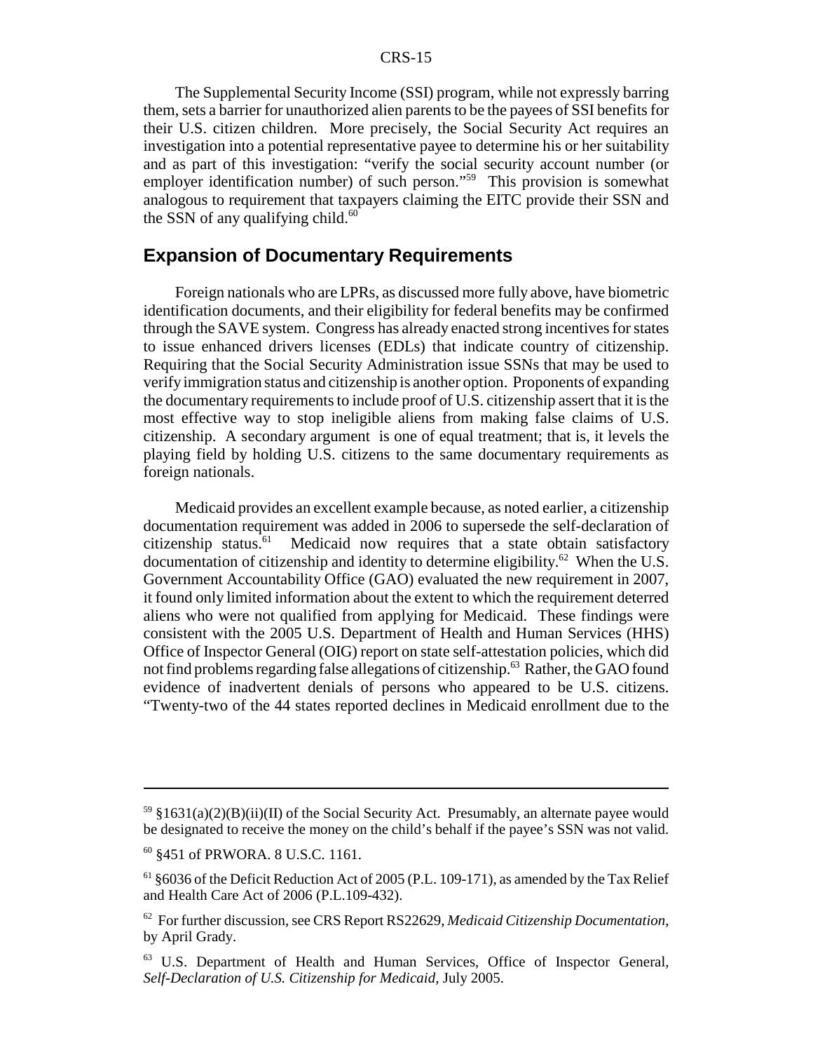The Supplemental Security Income (SSI) program, while not expressly barring them, sets a barrier for unauthorized alien parents to be the payees of SSI benefits for their U.S. citizen children. More precisely, the Social Security Act requires an investigation into a potential representative payee to determine his or her suitability and as part of this investigation: "verify the social security account number (or employer identification number) of such person."[59] This provision is somewhat analogous to requirement that taxpayers claiming the EITC provide their SSN and the SSN of any qualifying child.[60]

## Expansion of Documentary Requirements

Foreign nationals who are LPRs, as discussed more fully above, have biometric identification documents, and their eligibility for federal benefits may be confirmed through the SAVE system. Congress has already enacted strong incentives for states to issue enhanced drivers licenses (EDLs) that indicate country of citizenship. Requiring that the Social Security Administration issue SSNs that may be used to verify immigration status and citizenship is another option. Proponents of expanding the documentary requirements to include proof of U.S. citizenship assert that it is the most effective way to stop ineligible aliens from making false claims of U.S. citizenship. A secondary argument is one of equal treatment; that is, it levels the playing field by holding U.S. citizens to the same documentary requirements as foreign nationals.

Medicaid provides an excellent example because, as noted earlier, a citizenship documentation requirement was added in 2006 to supersede the self-declaration of citizenship status.[61] Medicaid now requires that a state obtain satisfactory documentation of citizenship and identity to determine eligibility.[62] When the U.S. Government Accountability Office (GAO) evaluated the new requirement in 2007, it found only limited information about the extent to which the requirement deterred aliens who were not qualified from applying for Medicaid. These findings were consistent with the 2005 U.S. Department of Health and Human Services (HHS) Office of Inspector General (OIG) report on state self-attestation policies, which did not find problems regarding false allegations of citizenship.[63] Rather, the GAO found evidence of inadvertent denials of persons who appeared to be U.S. citizens. "Twenty-two of the 44 states reported declines in Medicaid enrollment due to the

---

[59] §1631(a)(2)(B)(ii)(II) of the Social Security Act. Presumably, an alternate payee would be designated to receive the money on the child's behalf if the payee's SSN was not valid.

[60] §451 of PRWORA. 8 U.S.C. 1161.

[61] §6036 of the Deficit Reduction Act of 2005 (P.L. 109-171), as amended by the Tax Relief and Health Care Act of 2006 (P.L.109-432).

[62] For further discussion, see CRS Report RS22629, *Medicaid Citizenship Documentation*, by April Grady.

[63] U.S. Department of Health and Human Services, Office of Inspector General, *Self-Declaration of U.S. Citizenship for Medicaid*, July 2005.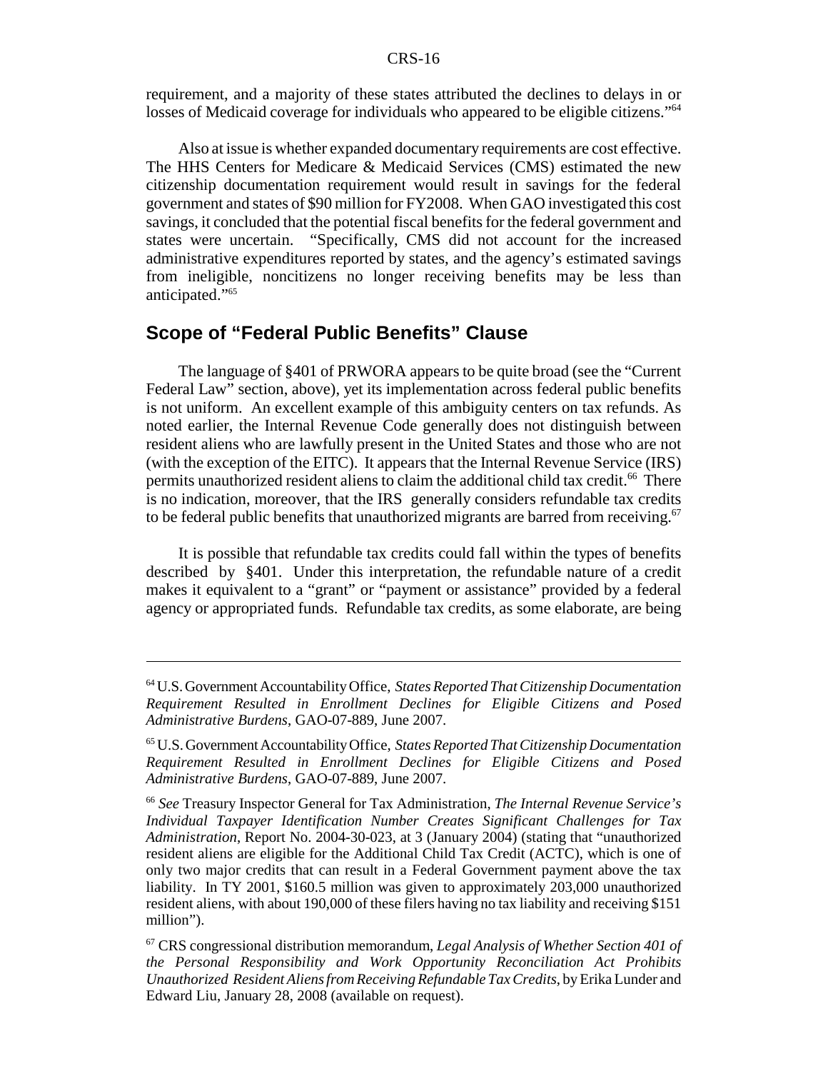requirement, and a majority of these states attributed the declines to delays in or losses of Medicaid coverage for individuals who appeared to be eligible citizens."[64]

Also at issue is whether expanded documentary requirements are cost effective. The HHS Centers for Medicare & Medicaid Services (CMS) estimated the new citizenship documentation requirement would result in savings for the federal government and states of $90 million for FY2008. When GAO investigated this cost savings, it concluded that the potential fiscal benefits for the federal government and states were uncertain. "Specifically, CMS did not account for the increased administrative expenditures reported by states, and the agency's estimated savings from ineligible, noncitizens no longer receiving benefits may be less than anticipated."[65]

## Scope of "Federal Public Benefits" Clause

The language of §401 of PRWORA appears to be quite broad (see the "Current Federal Law" section, above), yet its implementation across federal public benefits is not uniform. An excellent example of this ambiguity centers on tax refunds. As noted earlier, the Internal Revenue Code generally does not distinguish between resident aliens who are lawfully present in the United States and those who are not (with the exception of the EITC). It appears that the Internal Revenue Service (IRS) permits unauthorized resident aliens to claim the additional child tax credit.[66] There is no indication, moreover, that the IRS generally considers refundable tax credits to be federal public benefits that unauthorized migrants are barred from receiving.[67]

It is possible that refundable tax credits could fall within the types of benefits described by §401. Under this interpretation, the refundable nature of a credit makes it equivalent to a "grant" or "payment or assistance" provided by a federal agency or appropriated funds. Refundable tax credits, as some elaborate, are being

---

[64] U.S. Government Accountability Office, *States Reported That Citizenship Documentation Requirement Resulted in Enrollment Declines for Eligible Citizens and Posed Administrative Burdens*, GAO-07-889, June 2007.

[65] U.S. Government Accountability Office, *States Reported That Citizenship Documentation Requirement Resulted in Enrollment Declines for Eligible Citizens and Posed Administrative Burdens*, GAO-07-889, June 2007.

[66] *See* Treasury Inspector General for Tax Administration, *The Internal Revenue Service's Individual Taxpayer Identification Number Creates Significant Challenges for Tax Administration*, Report No. 2004-30-023, at 3 (January 2004) (stating that "unauthorized resident aliens are eligible for the Additional Child Tax Credit (ACTC), which is one of only two major credits that can result in a Federal Government payment above the tax liability. In TY 2001, $160.5 million was given to approximately 203,000 unauthorized resident aliens, with about 190,000 of these filers having no tax liability and receiving $151 million").

[67] CRS congressional distribution memorandum, *Legal Analysis of Whether Section 401 of the Personal Responsibility and Work Opportunity Reconciliation Act Prohibits Unauthorized Resident Aliens from Receiving Refundable Tax Credits*, by Erika Lunder and Edward Liu, January 28, 2008 (available on request).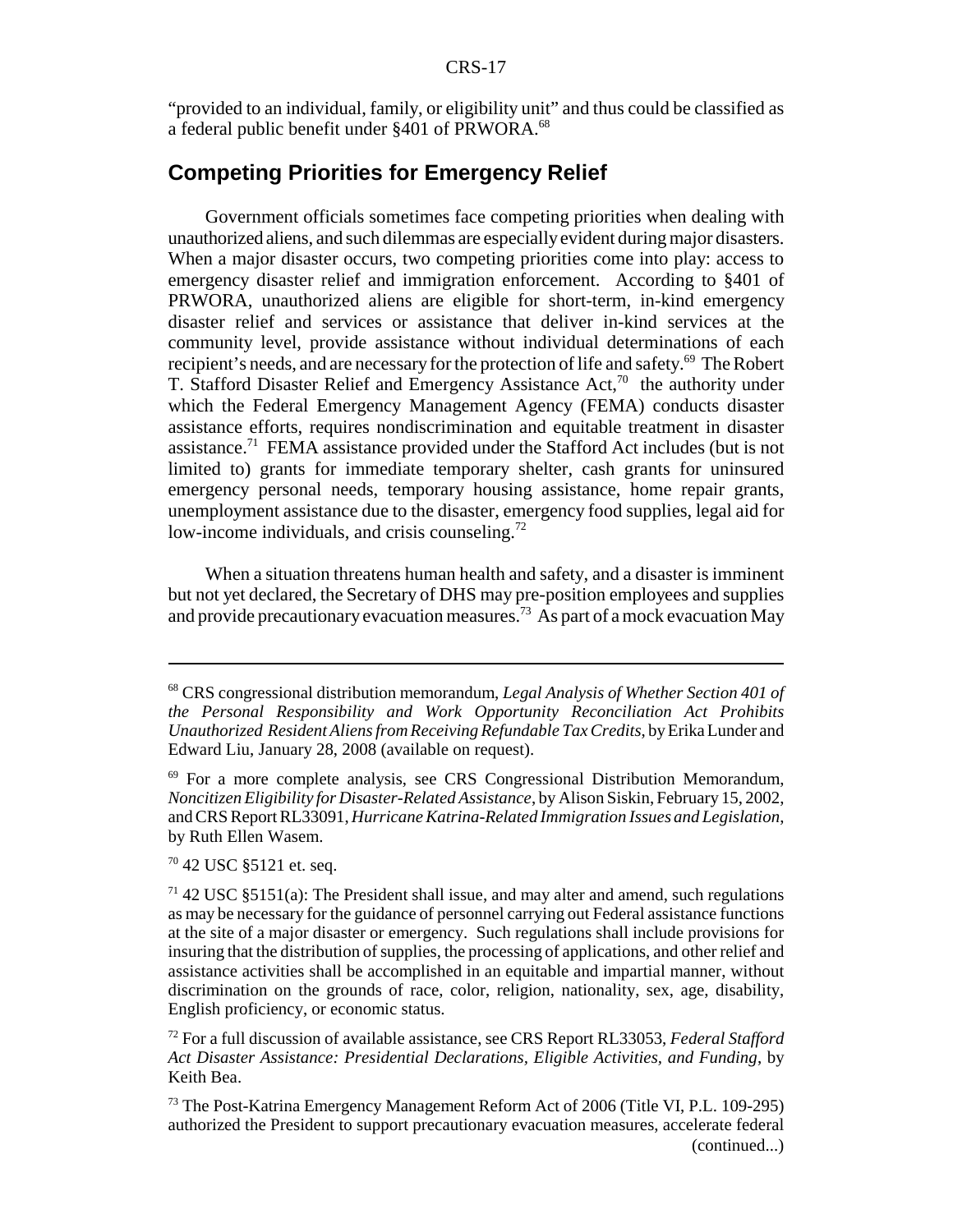"provided to an individual, family, or eligibility unit" and thus could be classified as a federal public benefit under §401 of PRWORA.[68]

## Competing Priorities for Emergency Relief

Government officials sometimes face competing priorities when dealing with unauthorized aliens, and such dilemmas are especially evident during major disasters. When a major disaster occurs, two competing priorities come into play: access to emergency disaster relief and immigration enforcement. According to §401 of PRWORA, unauthorized aliens are eligible for short-term, in-kind emergency disaster relief and services or assistance that deliver in-kind services at the community level, provide assistance without individual determinations of each recipient's needs, and are necessary for the protection of life and safety.[69] The Robert T. Stafford Disaster Relief and Emergency Assistance Act,[70] the authority under which the Federal Emergency Management Agency (FEMA) conducts disaster assistance efforts, requires nondiscrimination and equitable treatment in disaster assistance.[71] FEMA assistance provided under the Stafford Act includes (but is not limited to) grants for immediate temporary shelter, cash grants for uninsured emergency personal needs, temporary housing assistance, home repair grants, unemployment assistance due to the disaster, emergency food supplies, legal aid for low-income individuals, and crisis counseling.[72]

When a situation threatens human health and safety, and a disaster is imminent but not yet declared, the Secretary of DHS may pre-position employees and supplies and provide precautionary evacuation measures.[73] As part of a mock evacuation May

---

[68] CRS congressional distribution memorandum, *Legal Analysis of Whether Section 401 of the Personal Responsibility and Work Opportunity Reconciliation Act Prohibits Unauthorized Resident Aliens from Receiving Refundable Tax Credits*, by Erika Lunder and Edward Liu, January 28, 2008 (available on request).

[69] For a more complete analysis, see CRS Congressional Distribution Memorandum, *Noncitizen Eligibility for Disaster-Related Assistance*, by Alison Siskin, February 15, 2002, and CRS Report RL33091, *Hurricane Katrina-Related Immigration Issues and Legislation*, by Ruth Ellen Wasem.

[70] 42 USC §5121 et. seq.

[71] 42 USC §5151(a): The President shall issue, and may alter and amend, such regulations as may be necessary for the guidance of personnel carrying out Federal assistance functions at the site of a major disaster or emergency. Such regulations shall include provisions for insuring that the distribution of supplies, the processing of applications, and other relief and assistance activities shall be accomplished in an equitable and impartial manner, without discrimination on the grounds of race, color, religion, nationality, sex, age, disability, English proficiency, or economic status.

[72] For a full discussion of available assistance, see CRS Report RL33053, *Federal Stafford Act Disaster Assistance: Presidential Declarations, Eligible Activities, and Funding*, by Keith Bea.

[73] The Post-Katrina Emergency Management Reform Act of 2006 (Title VI, P.L. 109-295) authorized the President to support precautionary evacuation measures, accelerate federal (continued...)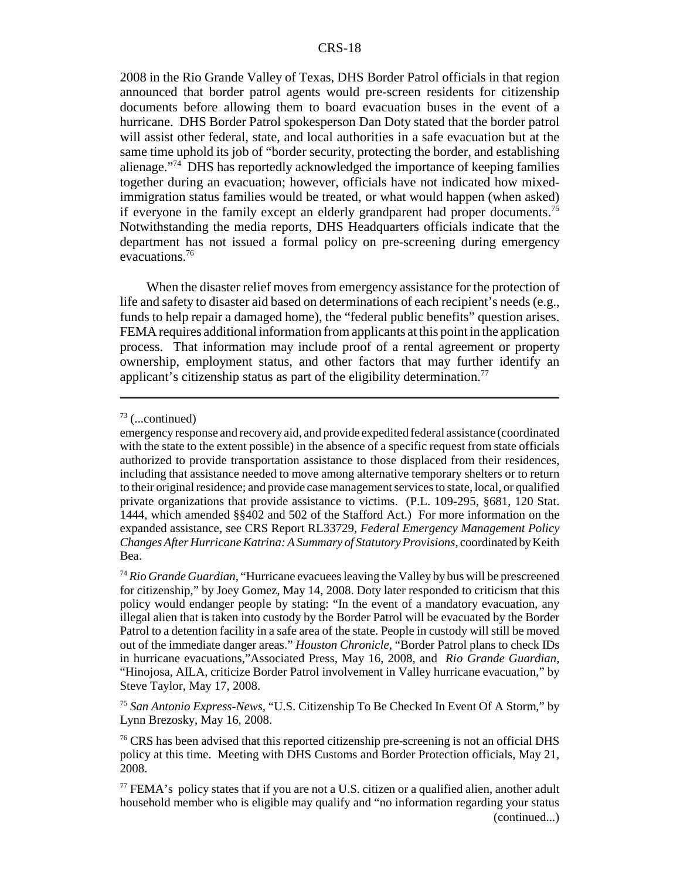2008 in the Rio Grande Valley of Texas, DHS Border Patrol officials in that region announced that border patrol agents would pre-screen residents for citizenship documents before allowing them to board evacuation buses in the event of a hurricane. DHS Border Patrol spokesperson Dan Doty stated that the border patrol will assist other federal, state, and local authorities in a safe evacuation but at the same time uphold its job of "border security, protecting the border, and establishing alienage."[74] DHS has reportedly acknowledged the importance of keeping families together during an evacuation; however, officials have not indicated how mixed-immigration status families would be treated, or what would happen (when asked) if everyone in the family except an elderly grandparent had proper documents.[75] Notwithstanding the media reports, DHS Headquarters officials indicate that the department has not issued a formal policy on pre-screening during emergency evacuations.[76]

When the disaster relief moves from emergency assistance for the protection of life and safety to disaster aid based on determinations of each recipient's needs (e.g., funds to help repair a damaged home), the "federal public benefits" question arises. FEMA requires additional information from applicants at this point in the application process. That information may include proof of a rental agreement or property ownership, employment status, and other factors that may further identify an applicant's citizenship status as part of the eligibility determination.[77]

---

[73] (...continued)
emergency response and recovery aid, and provide expedited federal assistance (coordinated with the state to the extent possible) in the absence of a specific request from state officials authorized to provide transportation assistance to those displaced from their residences, including that assistance needed to move among alternative temporary shelters or to return to their original residence; and provide case management services to state, local, or qualified private organizations that provide assistance to victims. (P.L. 109-295, §681, 120 Stat. 1444, which amended §§402 and 502 of the Stafford Act.) For more information on the expanded assistance, see CRS Report RL33729, *Federal Emergency Management Policy Changes After Hurricane Katrina: A Summary of Statutory Provisions*, coordinated by Keith Bea.

[74] *Rio Grande Guardian*, "Hurricane evacuees leaving the Valley by bus will be prescreened for citizenship," by Joey Gomez, May 14, 2008. Doty later responded to criticism that this policy would endanger people by stating: "In the event of a mandatory evacuation, any illegal alien that is taken into custody by the Border Patrol will be evacuated by the Border Patrol to a detention facility in a safe area of the state. People in custody will still be moved out of the immediate danger areas." *Houston Chronicle*, "Border Patrol plans to check IDs in hurricane evacuations,"Associated Press, May 16, 2008, and *Rio Grande Guardian*, "Hinojosa, AILA, criticize Border Patrol involvement in Valley hurricane evacuation," by Steve Taylor, May 17, 2008.

[75] *San Antonio Express-News*, "U.S. Citizenship To Be Checked In Event Of A Storm," by Lynn Brezosky, May 16, 2008.

[76] CRS has been advised that this reported citizenship pre-screening is not an official DHS policy at this time. Meeting with DHS Customs and Border Protection officials, May 21, 2008.

[77] FEMA's policy states that if you are not a U.S. citizen or a qualified alien, another adult household member who is eligible may qualify and "no information regarding your status (continued...)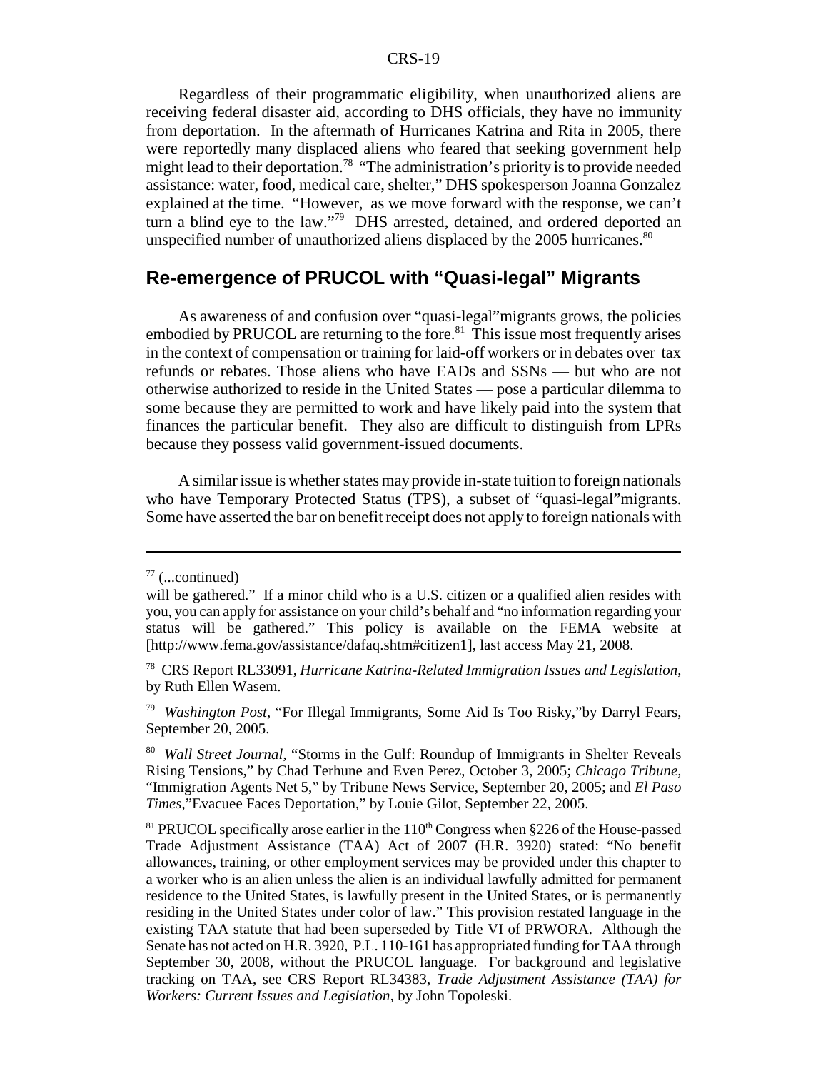Regardless of their programmatic eligibility, when unauthorized aliens are receiving federal disaster aid, according to DHS officials, they have no immunity from deportation. In the aftermath of Hurricanes Katrina and Rita in 2005, there were reportedly many displaced aliens who feared that seeking government help might lead to their deportation.[78] "The administration's priority is to provide needed assistance: water, food, medical care, shelter," DHS spokesperson Joanna Gonzalez explained at the time. "However, as we move forward with the response, we can't turn a blind eye to the law."[79] DHS arrested, detained, and ordered deported an unspecified number of unauthorized aliens displaced by the 2005 hurricanes.[80]

## Re-emergence of PRUCOL with "Quasi-legal" Migrants

As awareness of and confusion over "quasi-legal"migrants grows, the policies embodied by PRUCOL are returning to the fore.[81] This issue most frequently arises in the context of compensation or training for laid-off workers or in debates over tax refunds or rebates. Those aliens who have EADs and SSNs — but who are not otherwise authorized to reside in the United States — pose a particular dilemma to some because they are permitted to work and have likely paid into the system that finances the particular benefit. They also are difficult to distinguish from LPRs because they possess valid government-issued documents.

A similar issue is whether states may provide in-state tuition to foreign nationals who have Temporary Protected Status (TPS), a subset of "quasi-legal"migrants. Some have asserted the bar on benefit receipt does not apply to foreign nationals with

---

[77] (...continued)
will be gathered." If a minor child who is a U.S. citizen or a qualified alien resides with you, you can apply for assistance on your child's behalf and "no information regarding your status will be gathered." This policy is available on the FEMA website at [http://www.fema.gov/assistance/dafaq.shtm#citizen1], last access May 21, 2008.

[78] CRS Report RL33091, *Hurricane Katrina-Related Immigration Issues and Legislation*, by Ruth Ellen Wasem.

[79] *Washington Post*, "For Illegal Immigrants, Some Aid Is Too Risky,"by Darryl Fears, September 20, 2005.

[80] *Wall Street Journal*, "Storms in the Gulf: Roundup of Immigrants in Shelter Reveals Rising Tensions," by Chad Terhune and Even Perez, October 3, 2005; *Chicago Tribune*, "Immigration Agents Net 5," by Tribune News Service, September 20, 2005; and *El Paso Times*,"Evacuee Faces Deportation," by Louie Gilot, September 22, 2005.

[81] PRUCOL specifically arose earlier in the 110th Congress when §226 of the House-passed Trade Adjustment Assistance (TAA) Act of 2007 (H.R. 3920) stated: "No benefit allowances, training, or other employment services may be provided under this chapter to a worker who is an alien unless the alien is an individual lawfully admitted for permanent residence to the United States, is lawfully present in the United States, or is permanently residing in the United States under color of law." This provision restated language in the existing TAA statute that had been superseded by Title VI of PRWORA. Although the Senate has not acted on H.R. 3920, P.L. 110-161 has appropriated funding for TAA through September 30, 2008, without the PRUCOL language. For background and legislative tracking on TAA, see CRS Report RL34383, *Trade Adjustment Assistance (TAA) for Workers: Current Issues and Legislation*, by John Topoleski.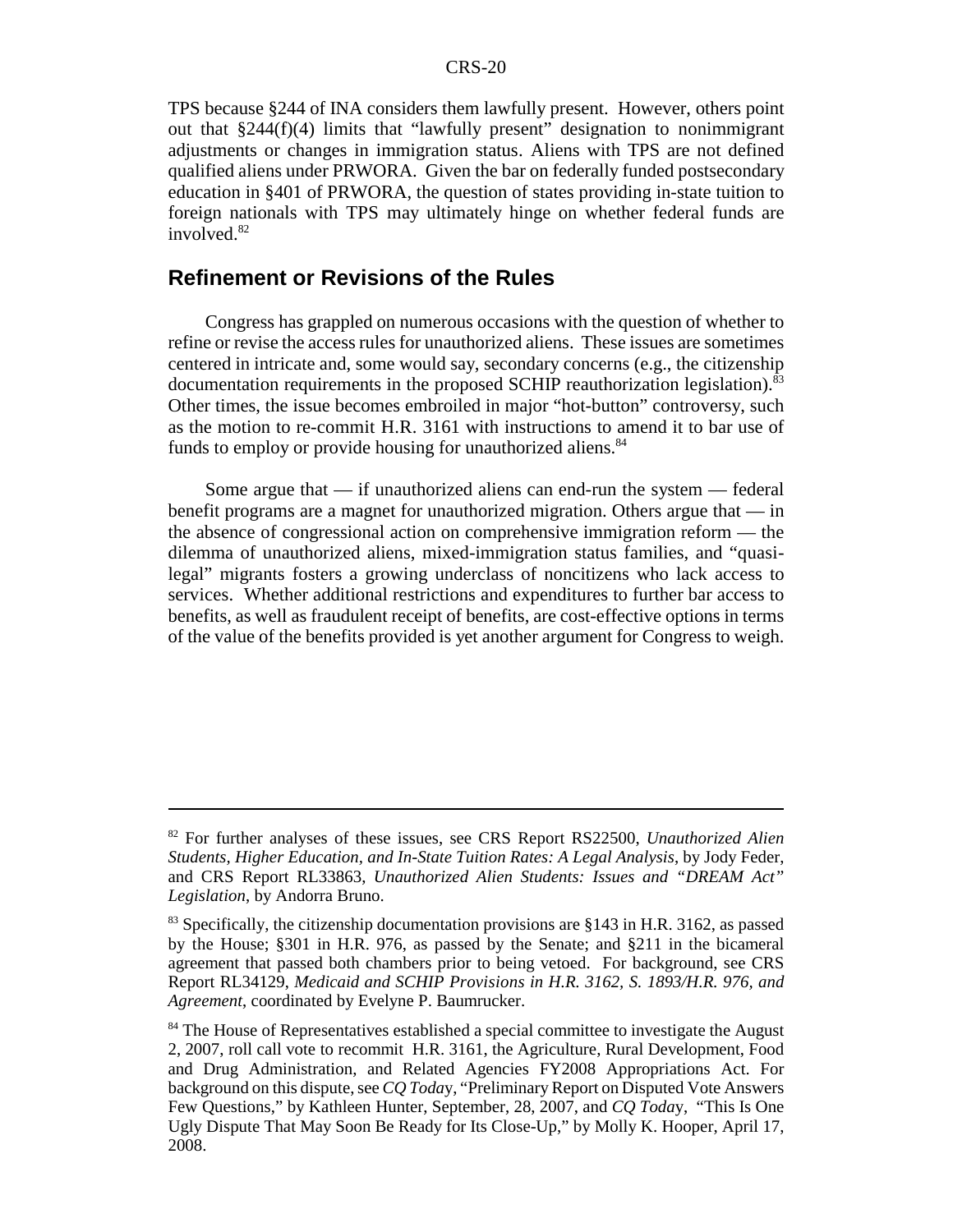TPS because §244 of INA considers them lawfully present. However, others point out that §244(f)(4) limits that "lawfully present" designation to nonimmigrant adjustments or changes in immigration status. Aliens with TPS are not defined qualified aliens under PRWORA. Given the bar on federally funded postsecondary education in §401 of PRWORA, the question of states providing in-state tuition to foreign nationals with TPS may ultimately hinge on whether federal funds are involved.[82]

## Refinement or Revisions of the Rules

Congress has grappled on numerous occasions with the question of whether to refine or revise the access rules for unauthorized aliens. These issues are sometimes centered in intricate and, some would say, secondary concerns (e.g., the citizenship documentation requirements in the proposed SCHIP reauthorization legislation).[83] Other times, the issue becomes embroiled in major "hot-button" controversy, such as the motion to re-commit H.R. 3161 with instructions to amend it to bar use of funds to employ or provide housing for unauthorized aliens.[84]

Some argue that — if unauthorized aliens can end-run the system — federal benefit programs are a magnet for unauthorized migration. Others argue that — in the absence of congressional action on comprehensive immigration reform — the dilemma of unauthorized aliens, mixed-immigration status families, and "quasi-legal" migrants fosters a growing underclass of noncitizens who lack access to services. Whether additional restrictions and expenditures to further bar access to benefits, as well as fraudulent receipt of benefits, are cost-effective options in terms of the value of the benefits provided is yet another argument for Congress to weigh.

---

[82] For further analyses of these issues, see CRS Report RS22500, *Unauthorized Alien Students, Higher Education, and In-State Tuition Rates: A Legal Analysis*, by Jody Feder, and CRS Report RL33863, *Unauthorized Alien Students: Issues and "DREAM Act" Legislation*, by Andorra Bruno.

[83] Specifically, the citizenship documentation provisions are §143 in H.R. 3162, as passed by the House; §301 in H.R. 976, as passed by the Senate; and §211 in the bicameral agreement that passed both chambers prior to being vetoed. For background, see CRS Report RL34129, *Medicaid and SCHIP Provisions in H.R. 3162, S. 1893/H.R. 976, and Agreement*, coordinated by Evelyne P. Baumrucker.

[84] The House of Representatives established a special committee to investigate the August 2, 2007, roll call vote to recommit H.R. 3161, the Agriculture, Rural Development, Food and Drug Administration, and Related Agencies FY2008 Appropriations Act. For background on this dispute, see *CQ Today*, "Preliminary Report on Disputed Vote Answers Few Questions," by Kathleen Hunter, September, 28, 2007, and *CQ Today*, "This Is One Ugly Dispute That May Soon Be Ready for Its Close-Up," by Molly K. Hooper, April 17, 2008.